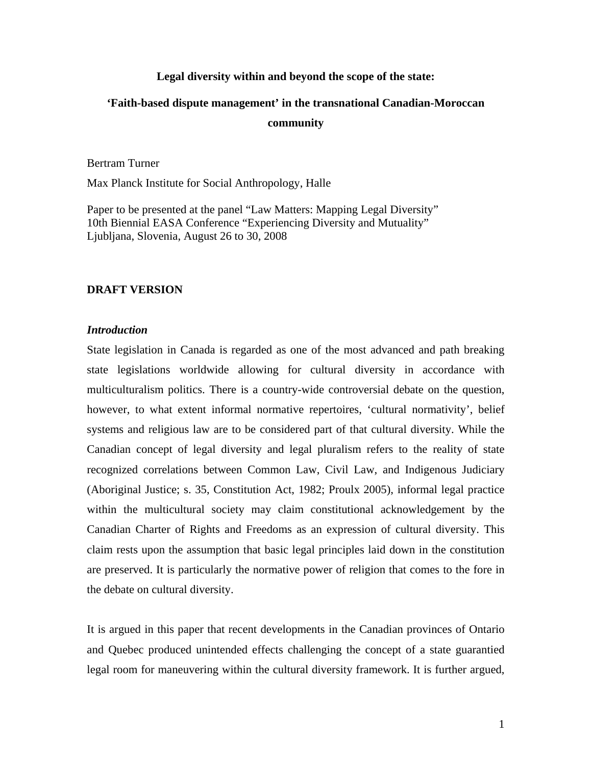**Legal diversity within and beyond the scope of the state:**

**'Faith-based dispute management' in the transnational Canadian-Moroccan community**

Bertram Turner

Max Planck Institute for Social Anthropology, Halle

Paper to be presented at the panel "Law Matters: Mapping Legal Diversity"
10th Biennial EASA Conference "Experiencing Diversity and Mutuality"
Ljubljana, Slovenia, August 26 to 30, 2008

**DRAFT VERSION**

### *Introduction*

State legislation in Canada is regarded as one of the most advanced and path breaking state legislations worldwide allowing for cultural diversity in accordance with multiculturalism politics. There is a country-wide controversial debate on the question, however, to what extent informal normative repertoires, 'cultural normativity', belief systems and religious law are to be considered part of that cultural diversity. While the Canadian concept of legal diversity and legal pluralism refers to the reality of state recognized correlations between Common Law, Civil Law, and Indigenous Judiciary (Aboriginal Justice; s. 35, Constitution Act, 1982; Proulx 2005), informal legal practice within the multicultural society may claim constitutional acknowledgement by the Canadian Charter of Rights and Freedoms as an expression of cultural diversity. This claim rests upon the assumption that basic legal principles laid down in the constitution are preserved. It is particularly the normative power of religion that comes to the fore in the debate on cultural diversity.

It is argued in this paper that recent developments in the Canadian provinces of Ontario and Quebec produced unintended effects challenging the concept of a state guarantied legal room for maneuvering within the cultural diversity framework. It is further argued,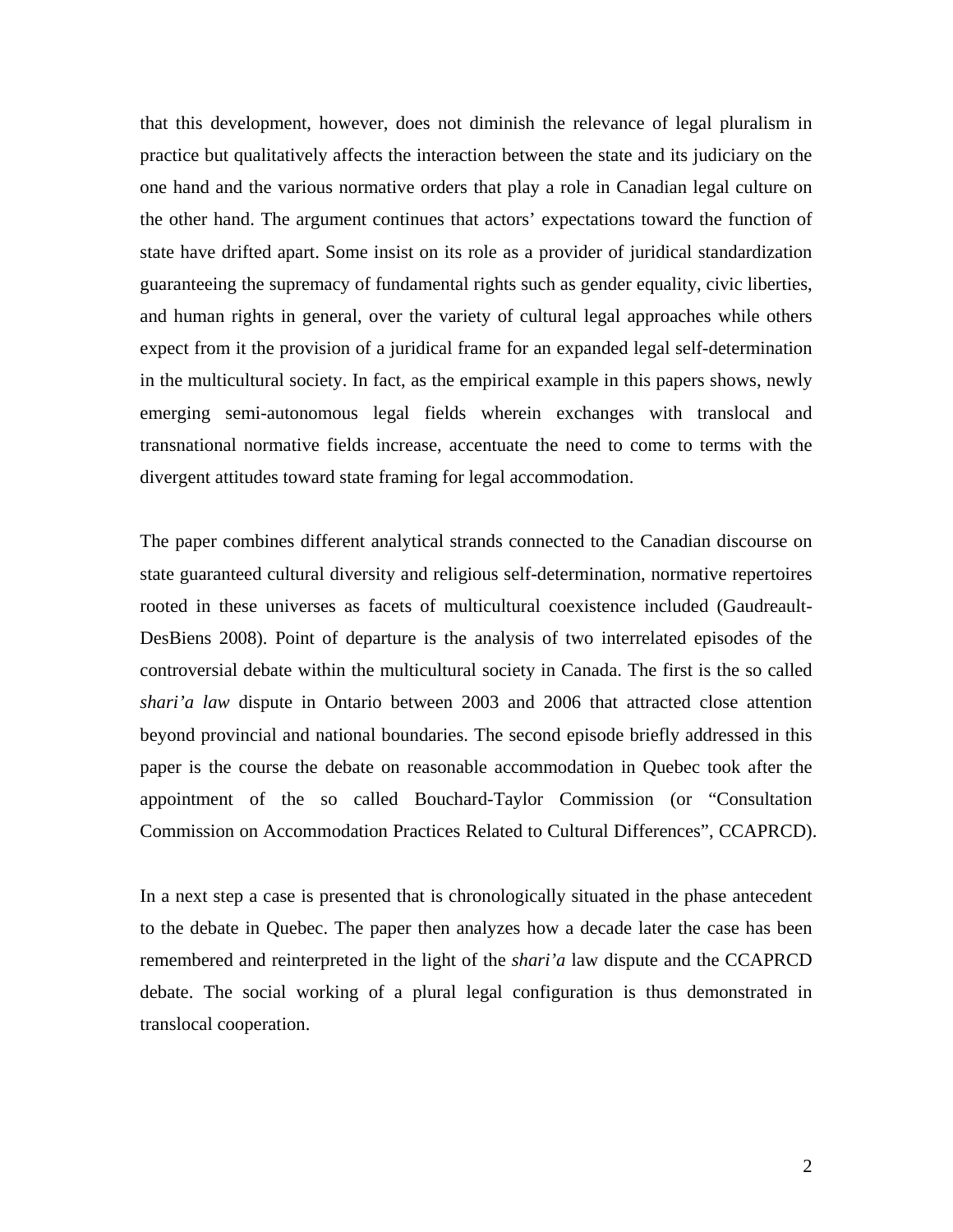that this development, however, does not diminish the relevance of legal pluralism in practice but qualitatively affects the interaction between the state and its judiciary on the one hand and the various normative orders that play a role in Canadian legal culture on the other hand. The argument continues that actors' expectations toward the function of state have drifted apart. Some insist on its role as a provider of juridical standardization guaranteeing the supremacy of fundamental rights such as gender equality, civic liberties, and human rights in general, over the variety of cultural legal approaches while others expect from it the provision of a juridical frame for an expanded legal self-determination in the multicultural society. In fact, as the empirical example in this papers shows, newly emerging semi-autonomous legal fields wherein exchanges with translocal and transnational normative fields increase, accentuate the need to come to terms with the divergent attitudes toward state framing for legal accommodation.

The paper combines different analytical strands connected to the Canadian discourse on state guaranteed cultural diversity and religious self-determination, normative repertoires rooted in these universes as facets of multicultural coexistence included (Gaudreault-DesBiens 2008). Point of departure is the analysis of two interrelated episodes of the controversial debate within the multicultural society in Canada. The first is the so called *shari'a law* dispute in Ontario between 2003 and 2006 that attracted close attention beyond provincial and national boundaries. The second episode briefly addressed in this paper is the course the debate on reasonable accommodation in Quebec took after the appointment of the so called Bouchard-Taylor Commission (or "Consultation Commission on Accommodation Practices Related to Cultural Differences", CCAPRCD).

In a next step a case is presented that is chronologically situated in the phase antecedent to the debate in Quebec. The paper then analyzes how a decade later the case has been remembered and reinterpreted in the light of the *shari'a* law dispute and the CCAPRCD debate. The social working of a plural legal configuration is thus demonstrated in translocal cooperation.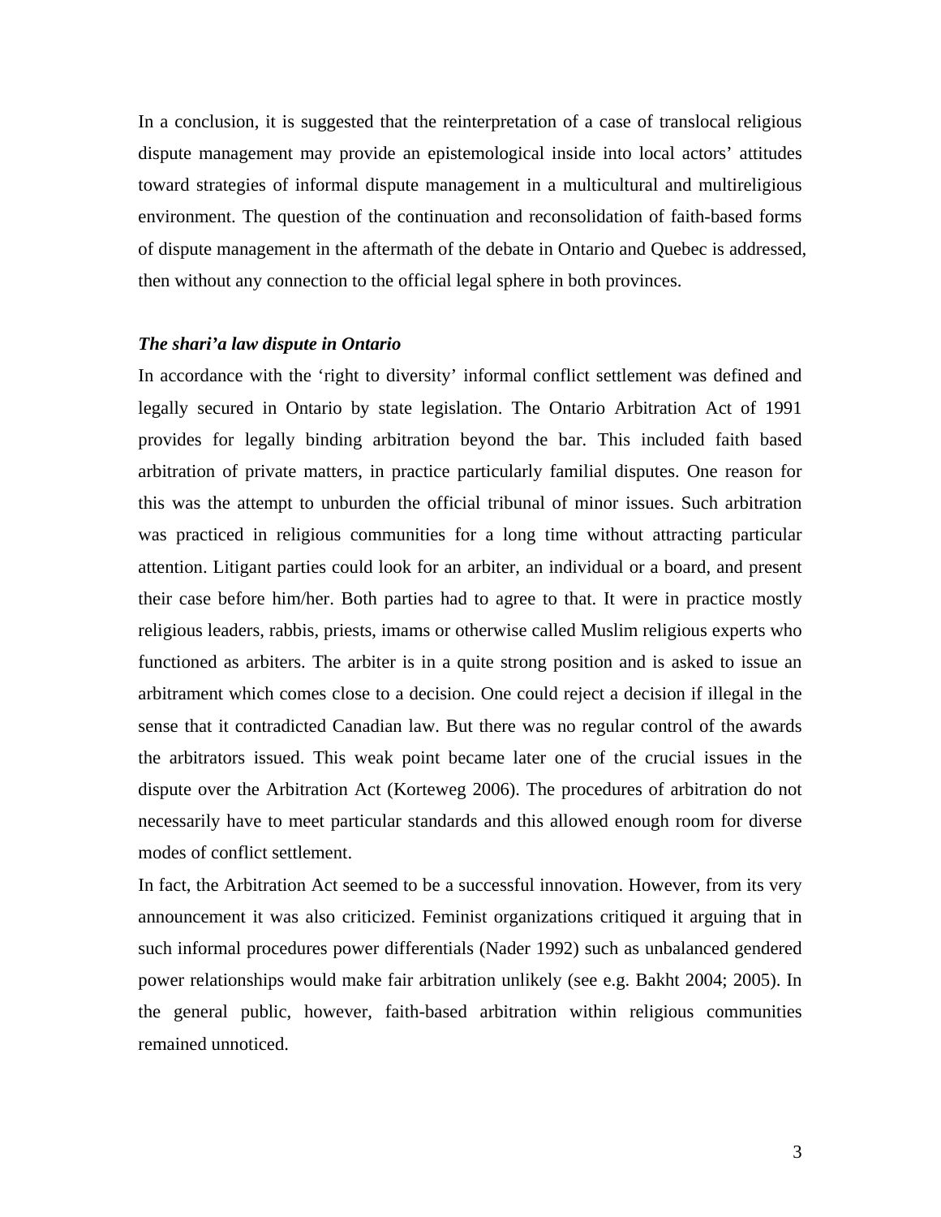In a conclusion, it is suggested that the reinterpretation of a case of translocal religious dispute management may provide an epistemological inside into local actors' attitudes toward strategies of informal dispute management in a multicultural and multireligious environment. The question of the continuation and reconsolidation of faith-based forms of dispute management in the aftermath of the debate in Ontario and Quebec is addressed, then without any connection to the official legal sphere in both provinces.

***The shari'a law dispute in Ontario***

In accordance with the 'right to diversity' informal conflict settlement was defined and legally secured in Ontario by state legislation. The Ontario Arbitration Act of 1991 provides for legally binding arbitration beyond the bar. This included faith based arbitration of private matters, in practice particularly familial disputes. One reason for this was the attempt to unburden the official tribunal of minor issues. Such arbitration was practiced in religious communities for a long time without attracting particular attention. Litigant parties could look for an arbiter, an individual or a board, and present their case before him/her. Both parties had to agree to that. It were in practice mostly religious leaders, rabbis, priests, imams or otherwise called Muslim religious experts who functioned as arbiters. The arbiter is in a quite strong position and is asked to issue an arbitrament which comes close to a decision. One could reject a decision if illegal in the sense that it contradicted Canadian law. But there was no regular control of the awards the arbitrators issued. This weak point became later one of the crucial issues in the dispute over the Arbitration Act (Korteweg 2006). The procedures of arbitration do not necessarily have to meet particular standards and this allowed enough room for diverse modes of conflict settlement.

In fact, the Arbitration Act seemed to be a successful innovation. However, from its very announcement it was also criticized. Feminist organizations critiqued it arguing that in such informal procedures power differentials (Nader 1992) such as unbalanced gendered power relationships would make fair arbitration unlikely (see e.g. Bakht 2004; 2005). In the general public, however, faith-based arbitration within religious communities remained unnoticed.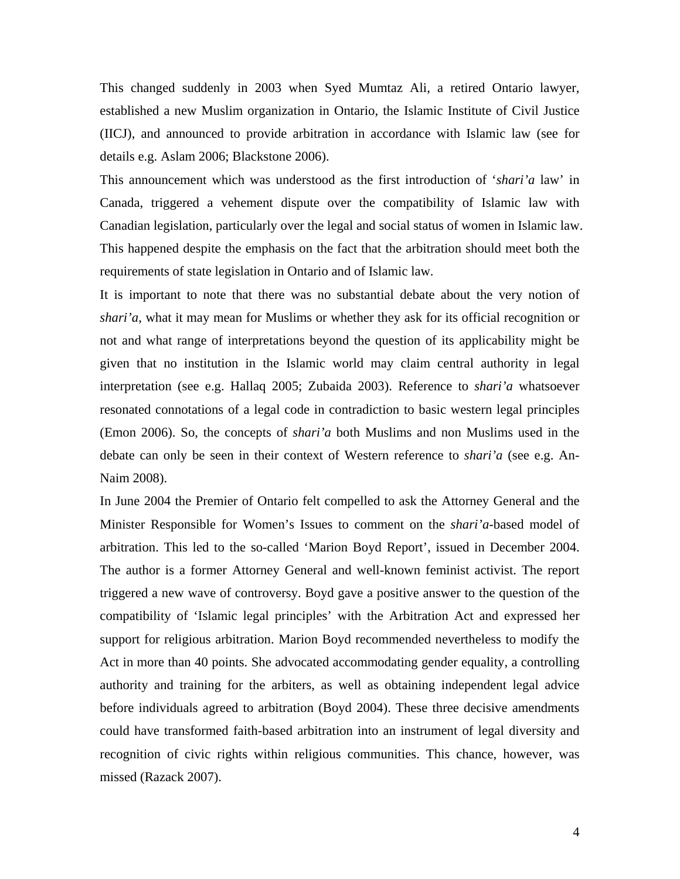This changed suddenly in 2003 when Syed Mumtaz Ali, a retired Ontario lawyer, established a new Muslim organization in Ontario, the Islamic Institute of Civil Justice (IICJ), and announced to provide arbitration in accordance with Islamic law (see for details e.g. Aslam 2006; Blackstone 2006).

This announcement which was understood as the first introduction of '*shari'a* law' in Canada, triggered a vehement dispute over the compatibility of Islamic law with Canadian legislation, particularly over the legal and social status of women in Islamic law. This happened despite the emphasis on the fact that the arbitration should meet both the requirements of state legislation in Ontario and of Islamic law.

It is important to note that there was no substantial debate about the very notion of *shari'a*, what it may mean for Muslims or whether they ask for its official recognition or not and what range of interpretations beyond the question of its applicability might be given that no institution in the Islamic world may claim central authority in legal interpretation (see e.g. Hallaq 2005; Zubaida 2003). Reference to *shari'a* whatsoever resonated connotations of a legal code in contradiction to basic western legal principles (Emon 2006). So, the concepts of *shari'a* both Muslims and non Muslims used in the debate can only be seen in their context of Western reference to *shari'a* (see e.g. An-Naim 2008).

In June 2004 the Premier of Ontario felt compelled to ask the Attorney General and the Minister Responsible for Women's Issues to comment on the *shari'a*-based model of arbitration. This led to the so-called 'Marion Boyd Report', issued in December 2004. The author is a former Attorney General and well-known feminist activist. The report triggered a new wave of controversy. Boyd gave a positive answer to the question of the compatibility of 'Islamic legal principles' with the Arbitration Act and expressed her support for religious arbitration. Marion Boyd recommended nevertheless to modify the Act in more than 40 points. She advocated accommodating gender equality, a controlling authority and training for the arbiters, as well as obtaining independent legal advice before individuals agreed to arbitration (Boyd 2004). These three decisive amendments could have transformed faith-based arbitration into an instrument of legal diversity and recognition of civic rights within religious communities. This chance, however, was missed (Razack 2007).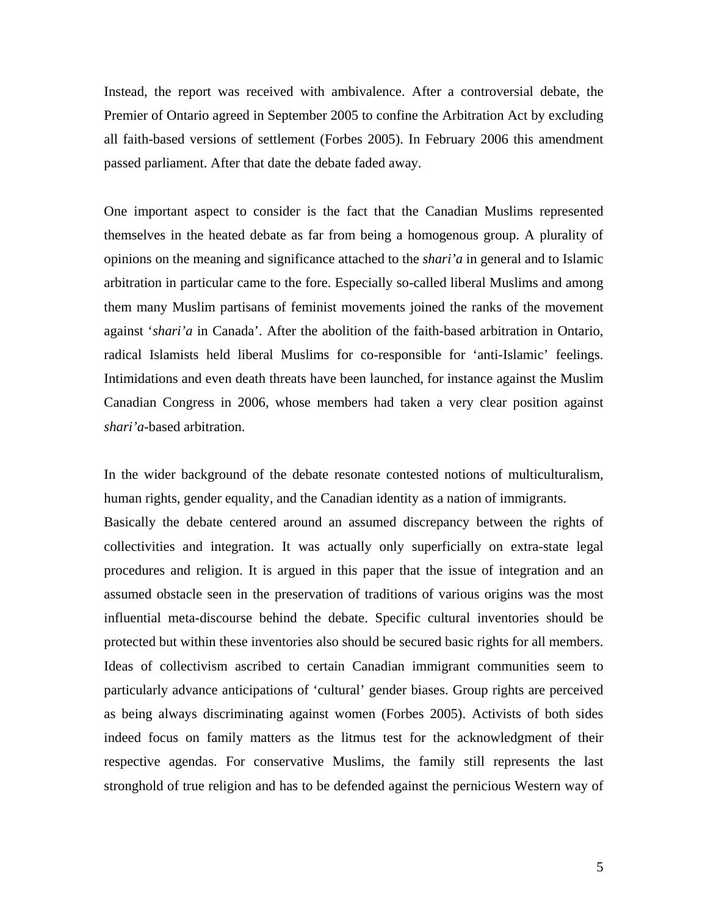Instead, the report was received with ambivalence. After a controversial debate, the Premier of Ontario agreed in September 2005 to confine the Arbitration Act by excluding all faith-based versions of settlement (Forbes 2005). In February 2006 this amendment passed parliament. After that date the debate faded away.

One important aspect to consider is the fact that the Canadian Muslims represented themselves in the heated debate as far from being a homogenous group. A plurality of opinions on the meaning and significance attached to the *shari'a* in general and to Islamic arbitration in particular came to the fore. Especially so-called liberal Muslims and among them many Muslim partisans of feminist movements joined the ranks of the movement against '*shari'a* in Canada'. After the abolition of the faith-based arbitration in Ontario, radical Islamists held liberal Muslims for co-responsible for 'anti-Islamic' feelings. Intimidations and even death threats have been launched, for instance against the Muslim Canadian Congress in 2006, whose members had taken a very clear position against *shari'a*-based arbitration.

In the wider background of the debate resonate contested notions of multiculturalism, human rights, gender equality, and the Canadian identity as a nation of immigrants.
Basically the debate centered around an assumed discrepancy between the rights of collectivities and integration. It was actually only superficially on extra-state legal procedures and religion. It is argued in this paper that the issue of integration and an assumed obstacle seen in the preservation of traditions of various origins was the most influential meta-discourse behind the debate. Specific cultural inventories should be protected but within these inventories also should be secured basic rights for all members. Ideas of collectivism ascribed to certain Canadian immigrant communities seem to particularly advance anticipations of 'cultural' gender biases. Group rights are perceived as being always discriminating against women (Forbes 2005). Activists of both sides indeed focus on family matters as the litmus test for the acknowledgment of their respective agendas. For conservative Muslims, the family still represents the last stronghold of true religion and has to be defended against the pernicious Western way of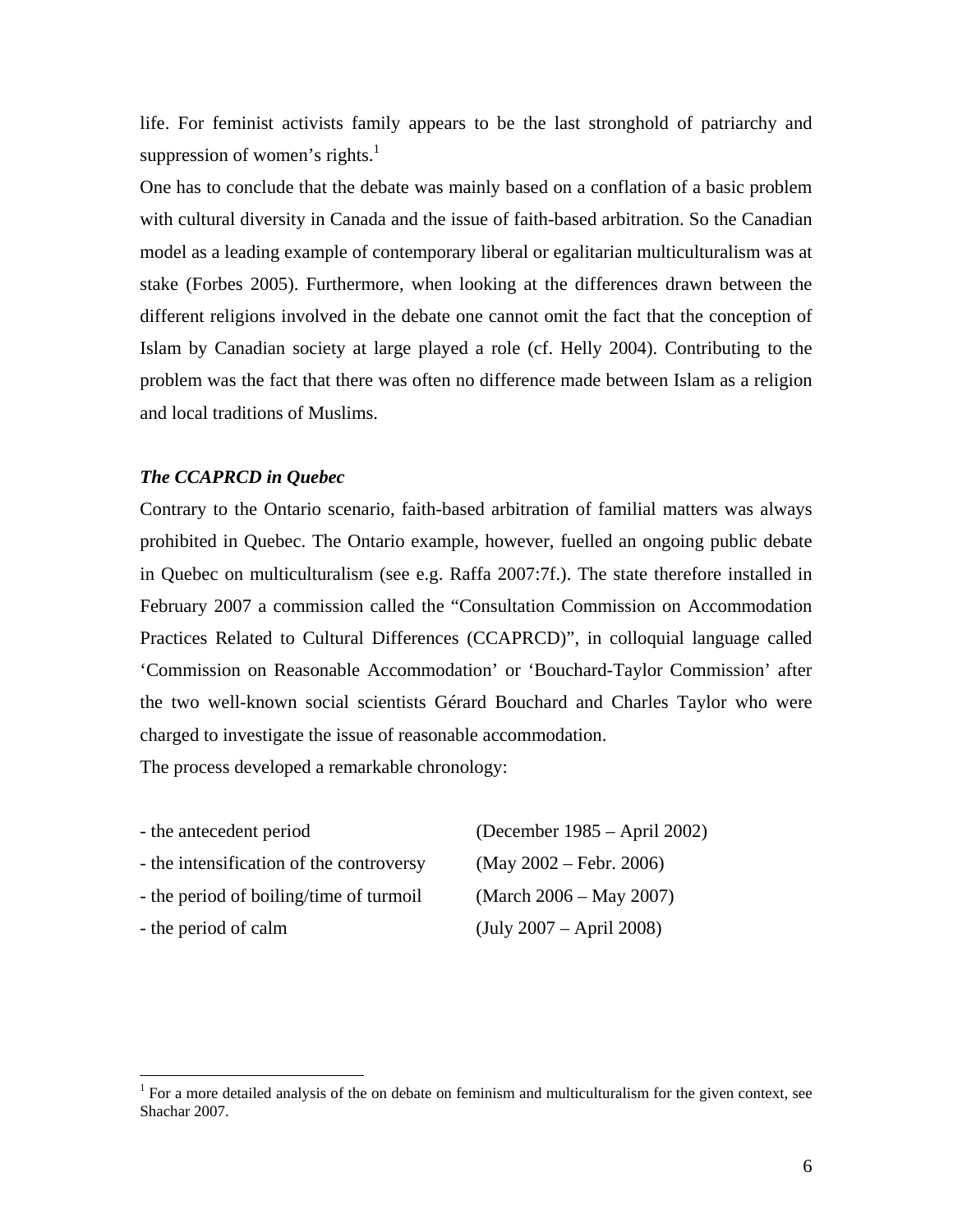life. For feminist activists family appears to be the last stronghold of patriarchy and suppression of women's rights.[1]

One has to conclude that the debate was mainly based on a conflation of a basic problem with cultural diversity in Canada and the issue of faith-based arbitration. So the Canadian model as a leading example of contemporary liberal or egalitarian multiculturalism was at stake (Forbes 2005). Furthermore, when looking at the differences drawn between the different religions involved in the debate one cannot omit the fact that the conception of Islam by Canadian society at large played a role (cf. Helly 2004). Contributing to the problem was the fact that there was often no difference made between Islam as a religion and local traditions of Muslims.

### *The CCAPRCD in Quebec*

Contrary to the Ontario scenario, faith-based arbitration of familial matters was always prohibited in Quebec. The Ontario example, however, fuelled an ongoing public debate in Quebec on multiculturalism (see e.g. Raffa 2007:7f.). The state therefore installed in February 2007 a commission called the "Consultation Commission on Accommodation Practices Related to Cultural Differences (CCAPRCD)", in colloquial language called 'Commission on Reasonable Accommodation' or 'Bouchard-Taylor Commission' after the two well-known social scientists Gérard Bouchard and Charles Taylor who were charged to investigate the issue of reasonable accommodation.

The process developed a remarkable chronology:

| | |
|---|---|
| - the antecedent period | (December 1985 – April 2002) |
| - the intensification of the controversy | (May 2002 – Febr. 2006) |
| - the period of boiling/time of turmoil | (March 2006 – May 2007) |
| - the period of calm | (July 2007 – April 2008) |

[1] For a more detailed analysis of the on debate on feminism and multiculturalism for the given context, see Shachar 2007.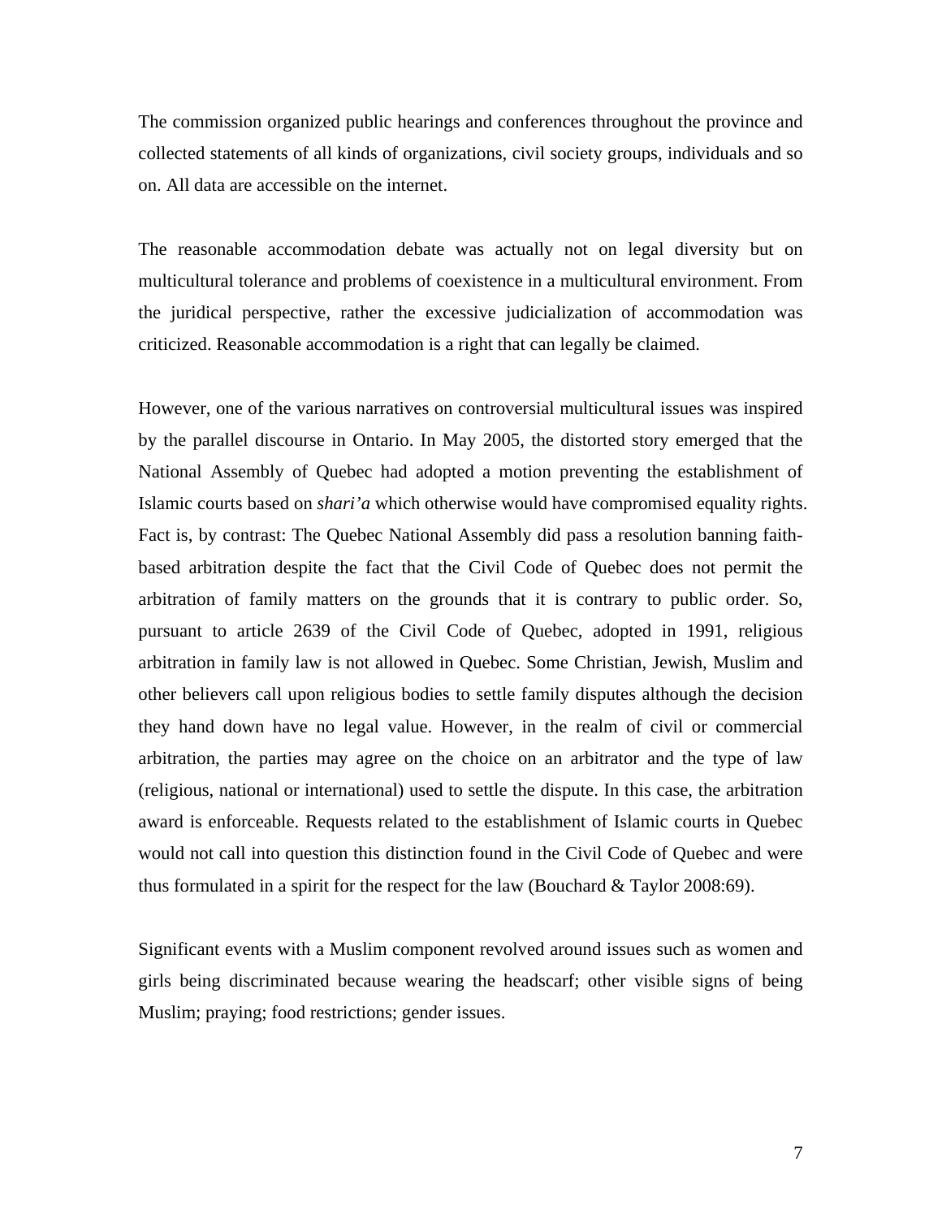The commission organized public hearings and conferences throughout the province and collected statements of all kinds of organizations, civil society groups, individuals and so on. All data are accessible on the internet.

The reasonable accommodation debate was actually not on legal diversity but on multicultural tolerance and problems of coexistence in a multicultural environment. From the juridical perspective, rather the excessive judicialization of accommodation was criticized. Reasonable accommodation is a right that can legally be claimed.

However, one of the various narratives on controversial multicultural issues was inspired by the parallel discourse in Ontario. In May 2005, the distorted story emerged that the National Assembly of Quebec had adopted a motion preventing the establishment of Islamic courts based on *shari'a* which otherwise would have compromised equality rights. Fact is, by contrast: The Quebec National Assembly did pass a resolution banning faith-based arbitration despite the fact that the Civil Code of Quebec does not permit the arbitration of family matters on the grounds that it is contrary to public order. So, pursuant to article 2639 of the Civil Code of Quebec, adopted in 1991, religious arbitration in family law is not allowed in Quebec. Some Christian, Jewish, Muslim and other believers call upon religious bodies to settle family disputes although the decision they hand down have no legal value. However, in the realm of civil or commercial arbitration, the parties may agree on the choice on an arbitrator and the type of law (religious, national or international) used to settle the dispute. In this case, the arbitration award is enforceable. Requests related to the establishment of Islamic courts in Quebec would not call into question this distinction found in the Civil Code of Quebec and were thus formulated in a spirit for the respect for the law (Bouchard & Taylor 2008:69).

Significant events with a Muslim component revolved around issues such as women and girls being discriminated because wearing the headscarf; other visible signs of being Muslim; praying; food restrictions; gender issues.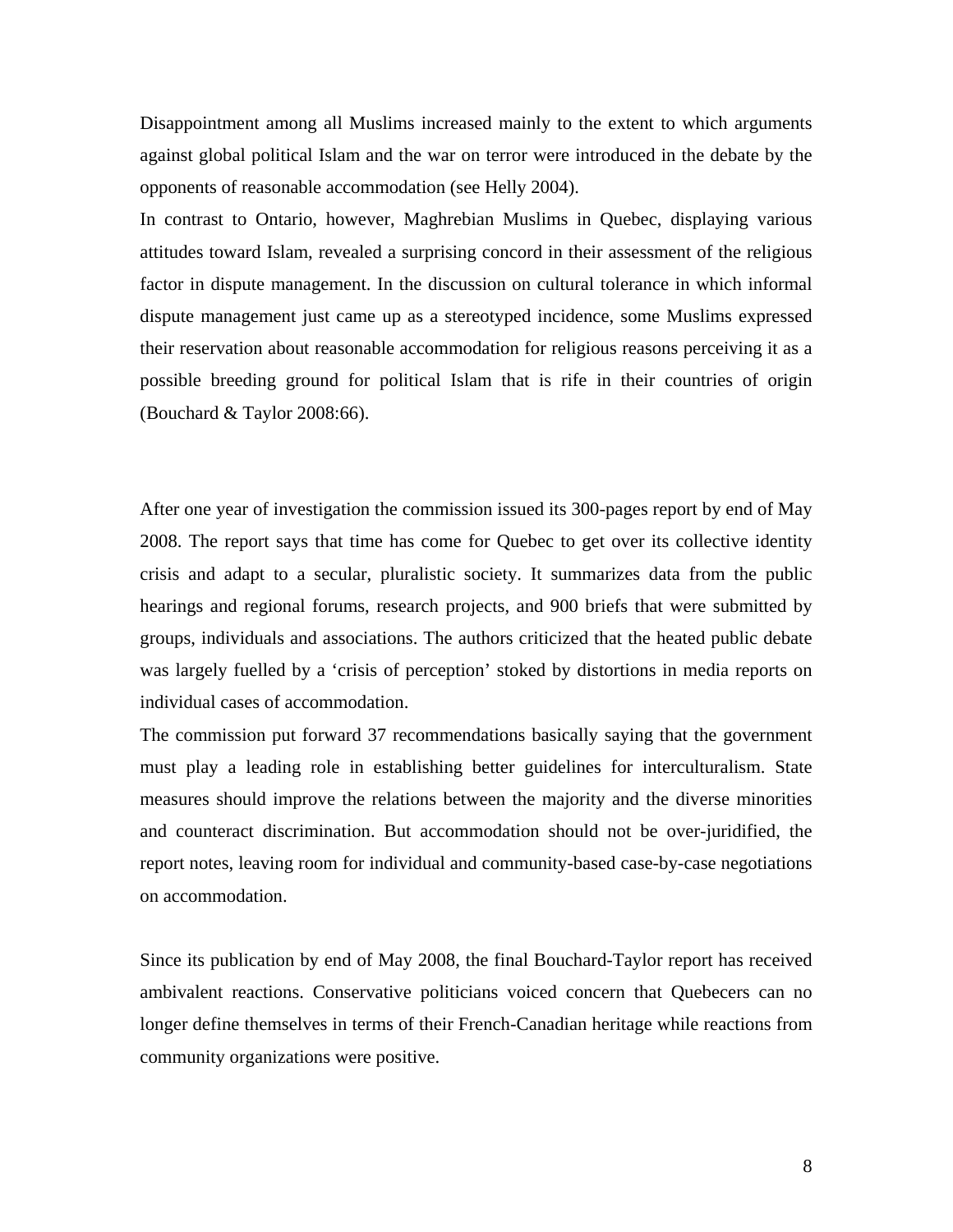Disappointment among all Muslims increased mainly to the extent to which arguments against global political Islam and the war on terror were introduced in the debate by the opponents of reasonable accommodation (see Helly 2004).

In contrast to Ontario, however, Maghrebian Muslims in Quebec, displaying various attitudes toward Islam, revealed a surprising concord in their assessment of the religious factor in dispute management. In the discussion on cultural tolerance in which informal dispute management just came up as a stereotyped incidence, some Muslims expressed their reservation about reasonable accommodation for religious reasons perceiving it as a possible breeding ground for political Islam that is rife in their countries of origin (Bouchard & Taylor 2008:66).

After one year of investigation the commission issued its 300-pages report by end of May 2008. The report says that time has come for Quebec to get over its collective identity crisis and adapt to a secular, pluralistic society. It summarizes data from the public hearings and regional forums, research projects, and 900 briefs that were submitted by groups, individuals and associations. The authors criticized that the heated public debate was largely fuelled by a 'crisis of perception' stoked by distortions in media reports on individual cases of accommodation.

The commission put forward 37 recommendations basically saying that the government must play a leading role in establishing better guidelines for interculturalism. State measures should improve the relations between the majority and the diverse minorities and counteract discrimination. But accommodation should not be over-juridified, the report notes, leaving room for individual and community-based case-by-case negotiations on accommodation.

Since its publication by end of May 2008, the final Bouchard-Taylor report has received ambivalent reactions. Conservative politicians voiced concern that Quebecers can no longer define themselves in terms of their French-Canadian heritage while reactions from community organizations were positive.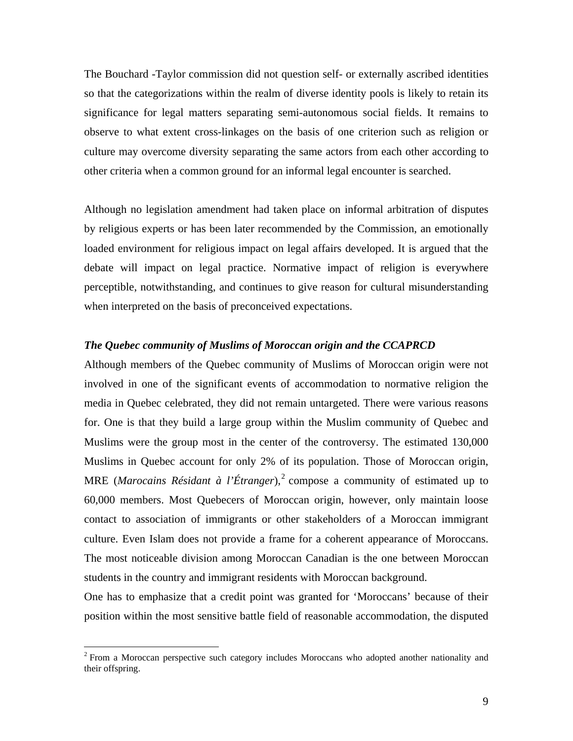The Bouchard -Taylor commission did not question self- or externally ascribed identities so that the categorizations within the realm of diverse identity pools is likely to retain its significance for legal matters separating semi-autonomous social fields. It remains to observe to what extent cross-linkages on the basis of one criterion such as religion or culture may overcome diversity separating the same actors from each other according to other criteria when a common ground for an informal legal encounter is searched.

Although no legislation amendment had taken place on informal arbitration of disputes by religious experts or has been later recommended by the Commission, an emotionally loaded environment for religious impact on legal affairs developed. It is argued that the debate will impact on legal practice. Normative impact of religion is everywhere perceptible, notwithstanding, and continues to give reason for cultural misunderstanding when interpreted on the basis of preconceived expectations.

***The Quebec community of Muslims of Moroccan origin and the CCAPRCD***

Although members of the Quebec community of Muslims of Moroccan origin were not involved in one of the significant events of accommodation to normative religion the media in Quebec celebrated, they did not remain untargeted. There were various reasons for. One is that they build a large group within the Muslim community of Quebec and Muslims were the group most in the center of the controversy. The estimated 130,000 Muslims in Quebec account for only 2% of its population. Those of Moroccan origin, MRE (*Marocains Résidant à l'Étranger*),[2] compose a community of estimated up to 60,000 members. Most Quebecers of Moroccan origin, however, only maintain loose contact to association of immigrants or other stakeholders of a Moroccan immigrant culture. Even Islam does not provide a frame for a coherent appearance of Moroccans. The most noticeable division among Moroccan Canadian is the one between Moroccan students in the country and immigrant residents with Moroccan background.

One has to emphasize that a credit point was granted for 'Moroccans' because of their position within the most sensitive battle field of reasonable accommodation, the disputed

[2] From a Moroccan perspective such category includes Moroccans who adopted another nationality and their offspring.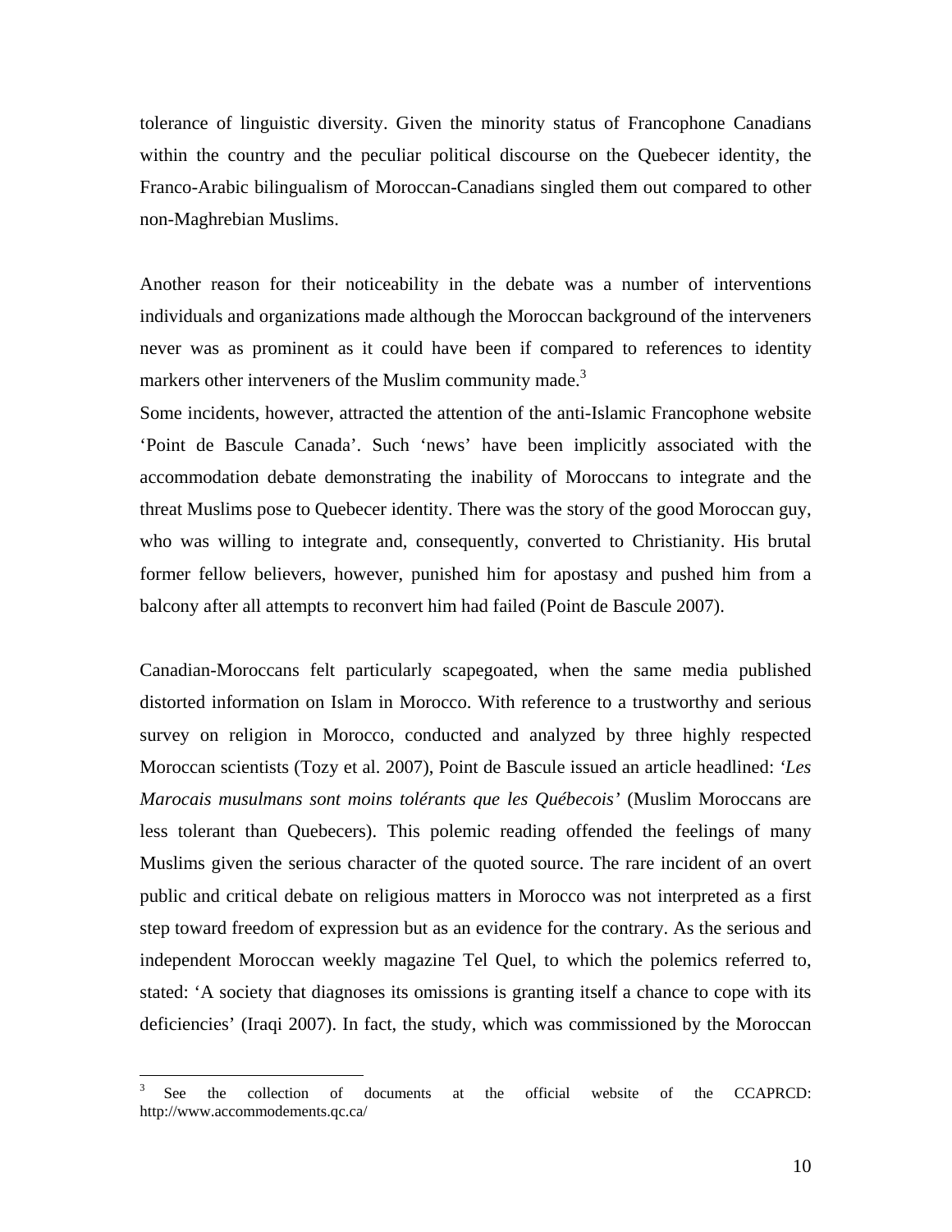tolerance of linguistic diversity. Given the minority status of Francophone Canadians within the country and the peculiar political discourse on the Quebecer identity, the Franco-Arabic bilingualism of Moroccan-Canadians singled them out compared to other non-Maghrebian Muslims.

Another reason for their noticeability in the debate was a number of interventions individuals and organizations made although the Moroccan background of the interveners never was as prominent as it could have been if compared to references to identity markers other interveners of the Muslim community made.[3]

Some incidents, however, attracted the attention of the anti-Islamic Francophone website 'Point de Bascule Canada'. Such 'news' have been implicitly associated with the accommodation debate demonstrating the inability of Moroccans to integrate and the threat Muslims pose to Quebecer identity. There was the story of the good Moroccan guy, who was willing to integrate and, consequently, converted to Christianity. His brutal former fellow believers, however, punished him for apostasy and pushed him from a balcony after all attempts to reconvert him had failed (Point de Bascule 2007).

Canadian-Moroccans felt particularly scapegoated, when the same media published distorted information on Islam in Morocco. With reference to a trustworthy and serious survey on religion in Morocco, conducted and analyzed by three highly respected Moroccan scientists (Tozy et al. 2007), Point de Bascule issued an article headlined: *'Les Marocais musulmans sont moins tolérants que les Québecois'* (Muslim Moroccans are less tolerant than Quebecers). This polemic reading offended the feelings of many Muslims given the serious character of the quoted source. The rare incident of an overt public and critical debate on religious matters in Morocco was not interpreted as a first step toward freedom of expression but as an evidence for the contrary. As the serious and independent Moroccan weekly magazine Tel Quel, to which the polemics referred to, stated: 'A society that diagnoses its omissions is granting itself a chance to cope with its deficiencies' (Iraqi 2007). In fact, the study, which was commissioned by the Moroccan

[3] See the collection of documents at the official website of the CCAPRCD: http://www.accommodements.qc.ca/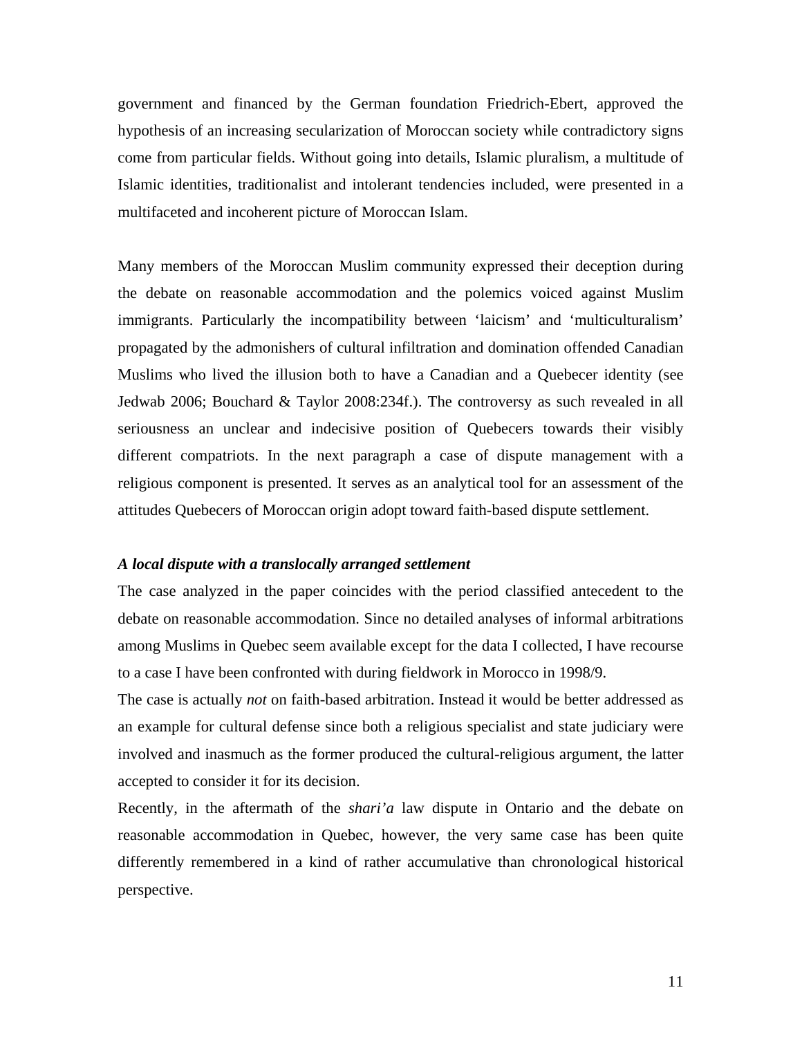government and financed by the German foundation Friedrich-Ebert, approved the hypothesis of an increasing secularization of Moroccan society while contradictory signs come from particular fields. Without going into details, Islamic pluralism, a multitude of Islamic identities, traditionalist and intolerant tendencies included, were presented in a multifaceted and incoherent picture of Moroccan Islam.

Many members of the Moroccan Muslim community expressed their deception during the debate on reasonable accommodation and the polemics voiced against Muslim immigrants. Particularly the incompatibility between 'laicism' and 'multiculturalism' propagated by the admonishers of cultural infiltration and domination offended Canadian Muslims who lived the illusion both to have a Canadian and a Quebecer identity (see Jedwab 2006; Bouchard & Taylor 2008:234f.). The controversy as such revealed in all seriousness an unclear and indecisive position of Quebecers towards their visibly different compatriots. In the next paragraph a case of dispute management with a religious component is presented. It serves as an analytical tool for an assessment of the attitudes Quebecers of Moroccan origin adopt toward faith-based dispute settlement.

***A local dispute with a translocally arranged settlement***

The case analyzed in the paper coincides with the period classified antecedent to the debate on reasonable accommodation. Since no detailed analyses of informal arbitrations among Muslims in Quebec seem available except for the data I collected, I have recourse to a case I have been confronted with during fieldwork in Morocco in 1998/9.

The case is actually *not* on faith-based arbitration. Instead it would be better addressed as an example for cultural defense since both a religious specialist and state judiciary were involved and inasmuch as the former produced the cultural-religious argument, the latter accepted to consider it for its decision.

Recently, in the aftermath of the *shari'a* law dispute in Ontario and the debate on reasonable accommodation in Quebec, however, the very same case has been quite differently remembered in a kind of rather accumulative than chronological historical perspective.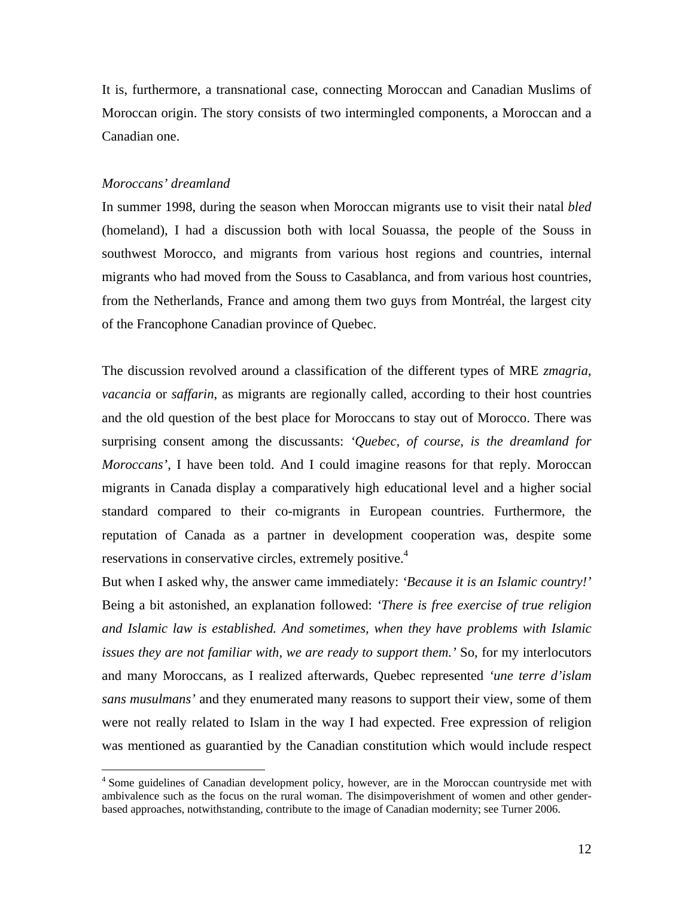It is, furthermore, a transnational case, connecting Moroccan and Canadian Muslims of Moroccan origin. The story consists of two intermingled components, a Moroccan and a Canadian one.

*Moroccans' dreamland*

In summer 1998, during the season when Moroccan migrants use to visit their natal *bled* (homeland), I had a discussion both with local Souassa, the people of the Souss in southwest Morocco, and migrants from various host regions and countries, internal migrants who had moved from the Souss to Casablanca, and from various host countries, from the Netherlands, France and among them two guys from Montréal, the largest city of the Francophone Canadian province of Quebec.

The discussion revolved around a classification of the different types of MRE *zmagria*, *vacancia* or *saffarin*, as migrants are regionally called, according to their host countries and the old question of the best place for Moroccans to stay out of Morocco. There was surprising consent among the discussants: *'Quebec, of course, is the dreamland for Moroccans'*, I have been told. And I could imagine reasons for that reply. Moroccan migrants in Canada display a comparatively high educational level and a higher social standard compared to their co-migrants in European countries. Furthermore, the reputation of Canada as a partner in development cooperation was, despite some reservations in conservative circles, extremely positive.[4]

But when I asked why, the answer came immediately: *'Because it is an Islamic country!'* Being a bit astonished, an explanation followed: *'There is free exercise of true religion and Islamic law is established. And sometimes, when they have problems with Islamic issues they are not familiar with, we are ready to support them.'* So, for my interlocutors and many Moroccans, as I realized afterwards, Quebec represented *'une terre d'islam sans musulmans'* and they enumerated many reasons to support their view, some of them were not really related to Islam in the way I had expected. Free expression of religion was mentioned as guarantied by the Canadian constitution which would include respect

[4] Some guidelines of Canadian development policy, however, are in the Moroccan countryside met with ambivalence such as the focus on the rural woman. The disimpoverishment of women and other gender-based approaches, notwithstanding, contribute to the image of Canadian modernity; see Turner 2006.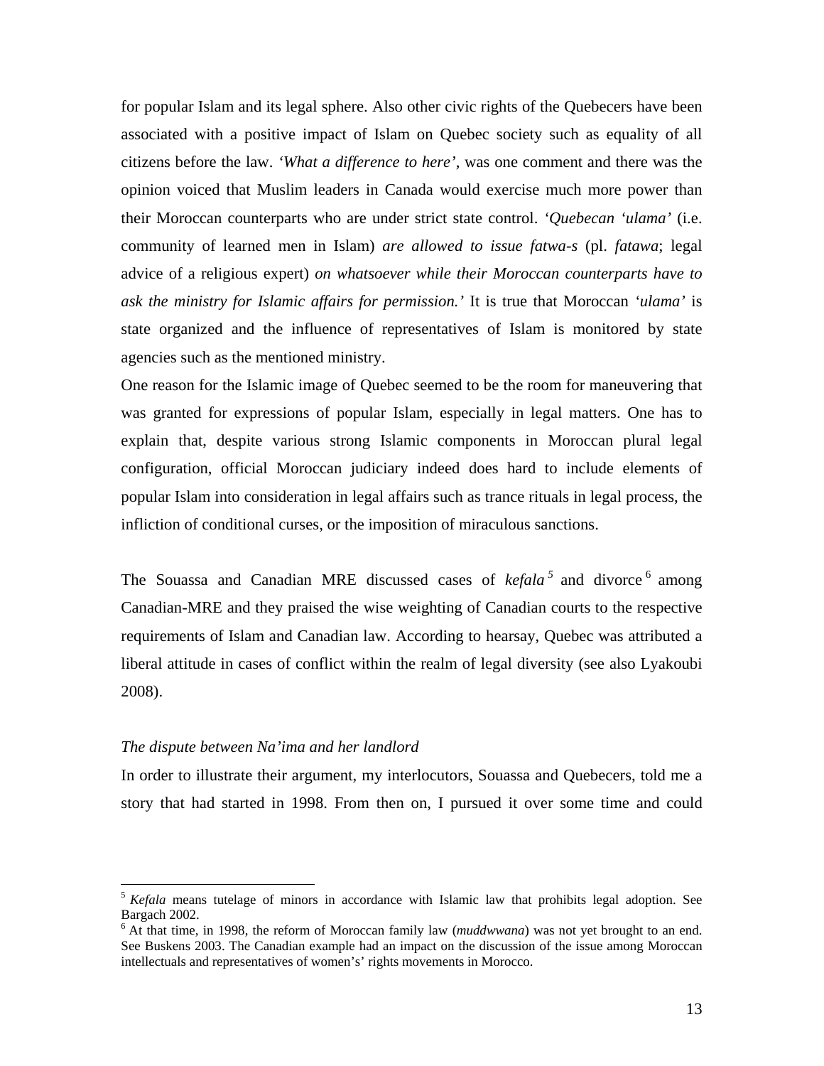for popular Islam and its legal sphere. Also other civic rights of the Quebecers have been associated with a positive impact of Islam on Quebec society such as equality of all citizens before the law. *'What a difference to here'*, was one comment and there was the opinion voiced that Muslim leaders in Canada would exercise much more power than their Moroccan counterparts who are under strict state control. *'Quebecan 'ulama'* (i.e. community of learned men in Islam) *are allowed to issue fatwa-s* (pl. *fatawa*; legal advice of a religious expert) *on whatsoever while their Moroccan counterparts have to ask the ministry for Islamic affairs for permission.'* It is true that Moroccan *'ulama'* is state organized and the influence of representatives of Islam is monitored by state agencies such as the mentioned ministry.

One reason for the Islamic image of Quebec seemed to be the room for maneuvering that was granted for expressions of popular Islam, especially in legal matters. One has to explain that, despite various strong Islamic components in Moroccan plural legal configuration, official Moroccan judiciary indeed does hard to include elements of popular Islam into consideration in legal affairs such as trance rituals in legal process, the infliction of conditional curses, or the imposition of miraculous sanctions.

The Souassa and Canadian MRE discussed cases of *kefala*[5] and divorce[6] among Canadian-MRE and they praised the wise weighting of Canadian courts to the respective requirements of Islam and Canadian law. According to hearsay, Quebec was attributed a liberal attitude in cases of conflict within the realm of legal diversity (see also Lyakoubi 2008).

*The dispute between Na'ima and her landlord*

In order to illustrate their argument, my interlocutors, Souassa and Quebecers, told me a story that had started in 1998. From then on, I pursued it over some time and could

---

[5] *Kefala* means tutelage of minors in accordance with Islamic law that prohibits legal adoption. See Bargach 2002.

[6] At that time, in 1998, the reform of Moroccan family law (*muddwwana*) was not yet brought to an end. See Buskens 2003. The Canadian example had an impact on the discussion of the issue among Moroccan intellectuals and representatives of women's' rights movements in Morocco.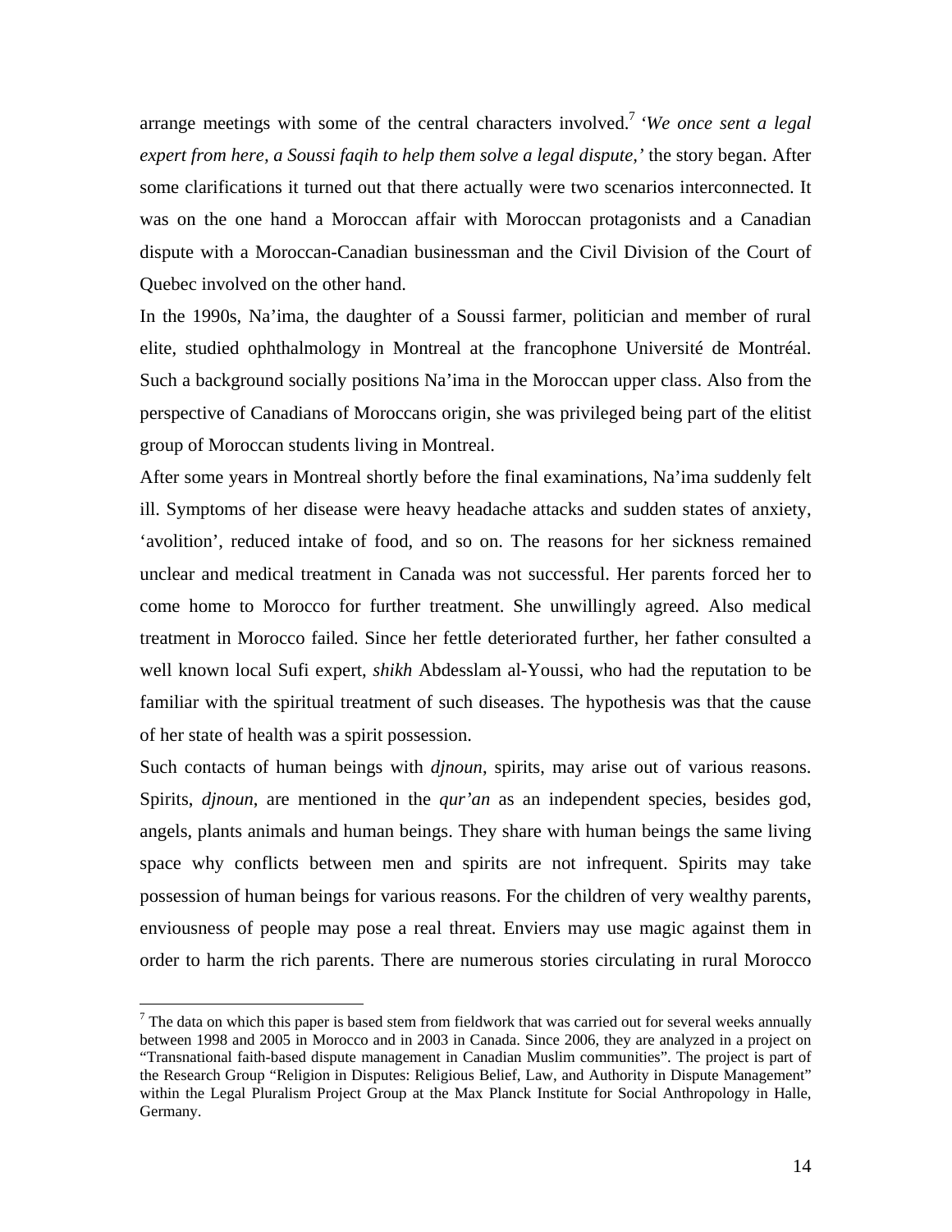arrange meetings with some of the central characters involved.[7] *'We once sent a legal expert from here, a Soussi faqih to help them solve a legal dispute,'* the story began. After some clarifications it turned out that there actually were two scenarios interconnected. It was on the one hand a Moroccan affair with Moroccan protagonists and a Canadian dispute with a Moroccan-Canadian businessman and the Civil Division of the Court of Quebec involved on the other hand.

In the 1990s, Na'ima, the daughter of a Soussi farmer, politician and member of rural elite, studied ophthalmology in Montreal at the francophone Université de Montréal. Such a background socially positions Na'ima in the Moroccan upper class. Also from the perspective of Canadians of Moroccans origin, she was privileged being part of the elitist group of Moroccan students living in Montreal.

After some years in Montreal shortly before the final examinations, Na'ima suddenly felt ill. Symptoms of her disease were heavy headache attacks and sudden states of anxiety, 'avolition', reduced intake of food, and so on. The reasons for her sickness remained unclear and medical treatment in Canada was not successful. Her parents forced her to come home to Morocco for further treatment. She unwillingly agreed. Also medical treatment in Morocco failed. Since her fettle deteriorated further, her father consulted a well known local Sufi expert, *shikh* Abdesslam al-Youssi, who had the reputation to be familiar with the spiritual treatment of such diseases. The hypothesis was that the cause of her state of health was a spirit possession.

Such contacts of human beings with *djnoun*, spirits, may arise out of various reasons. Spirits, *djnoun*, are mentioned in the *qur'an* as an independent species, besides god, angels, plants animals and human beings. They share with human beings the same living space why conflicts between men and spirits are not infrequent. Spirits may take possession of human beings for various reasons. For the children of very wealthy parents, enviousness of people may pose a real threat. Enviers may use magic against them in order to harm the rich parents. There are numerous stories circulating in rural Morocco

[7] The data on which this paper is based stem from fieldwork that was carried out for several weeks annually between 1998 and 2005 in Morocco and in 2003 in Canada. Since 2006, they are analyzed in a project on "Transnational faith-based dispute management in Canadian Muslim communities". The project is part of the Research Group "Religion in Disputes: Religious Belief, Law, and Authority in Dispute Management" within the Legal Pluralism Project Group at the Max Planck Institute for Social Anthropology in Halle, Germany.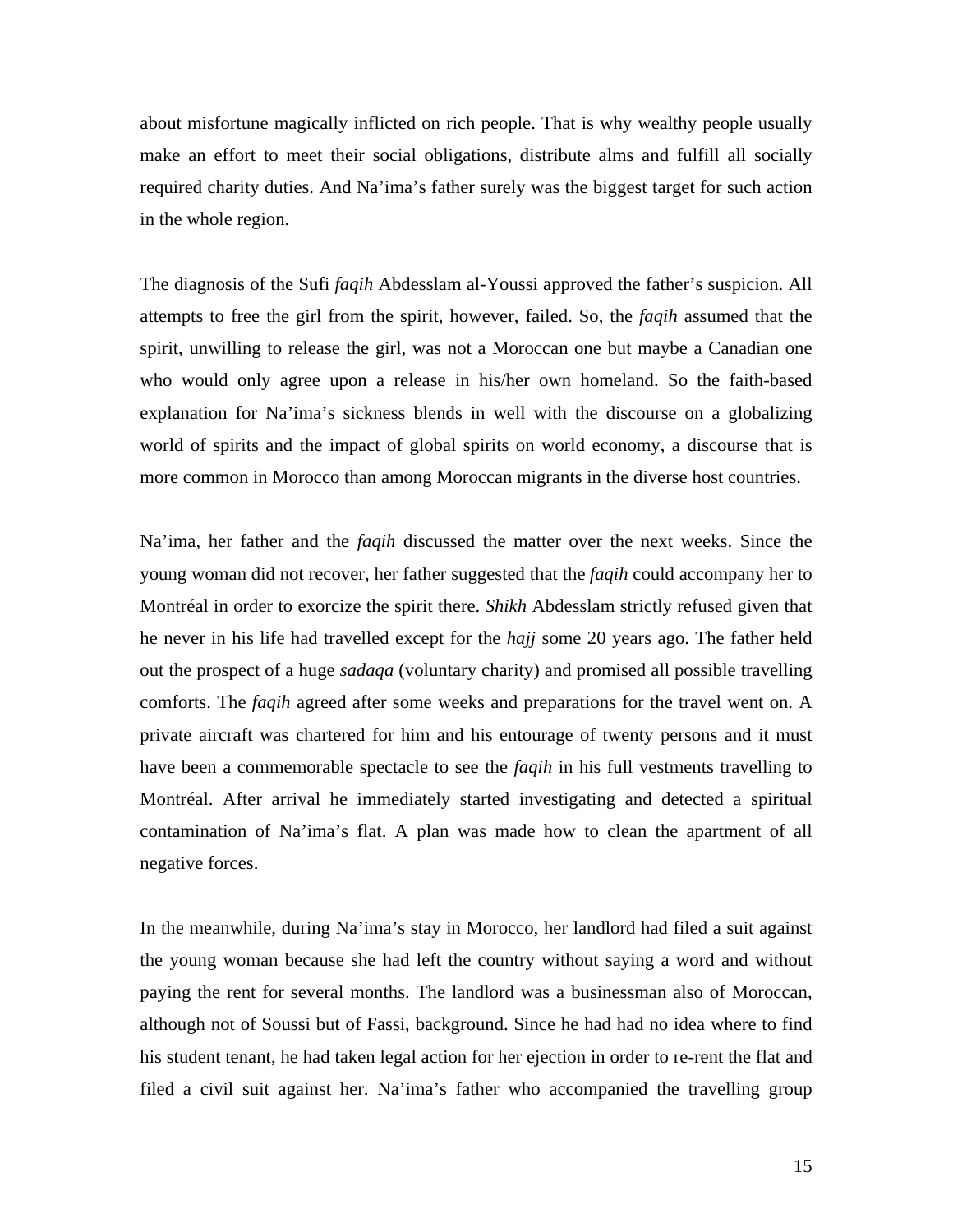about misfortune magically inflicted on rich people. That is why wealthy people usually make an effort to meet their social obligations, distribute alms and fulfill all socially required charity duties. And Na'ima's father surely was the biggest target for such action in the whole region.

The diagnosis of the Sufi *faqih* Abdesslam al-Youssi approved the father's suspicion. All attempts to free the girl from the spirit, however, failed. So, the *faqih* assumed that the spirit, unwilling to release the girl, was not a Moroccan one but maybe a Canadian one who would only agree upon a release in his/her own homeland. So the faith-based explanation for Na'ima's sickness blends in well with the discourse on a globalizing world of spirits and the impact of global spirits on world economy, a discourse that is more common in Morocco than among Moroccan migrants in the diverse host countries.

Na'ima, her father and the *faqih* discussed the matter over the next weeks. Since the young woman did not recover, her father suggested that the *faqih* could accompany her to Montréal in order to exorcize the spirit there. *Shikh* Abdesslam strictly refused given that he never in his life had travelled except for the *hajj* some 20 years ago. The father held out the prospect of a huge *sadaqa* (voluntary charity) and promised all possible travelling comforts. The *faqih* agreed after some weeks and preparations for the travel went on. A private aircraft was chartered for him and his entourage of twenty persons and it must have been a commemorable spectacle to see the *faqih* in his full vestments travelling to Montréal. After arrival he immediately started investigating and detected a spiritual contamination of Na'ima's flat. A plan was made how to clean the apartment of all negative forces.

In the meanwhile, during Na'ima's stay in Morocco, her landlord had filed a suit against the young woman because she had left the country without saying a word and without paying the rent for several months. The landlord was a businessman also of Moroccan, although not of Soussi but of Fassi, background. Since he had had no idea where to find his student tenant, he had taken legal action for her ejection in order to re-rent the flat and filed a civil suit against her. Na'ima's father who accompanied the travelling group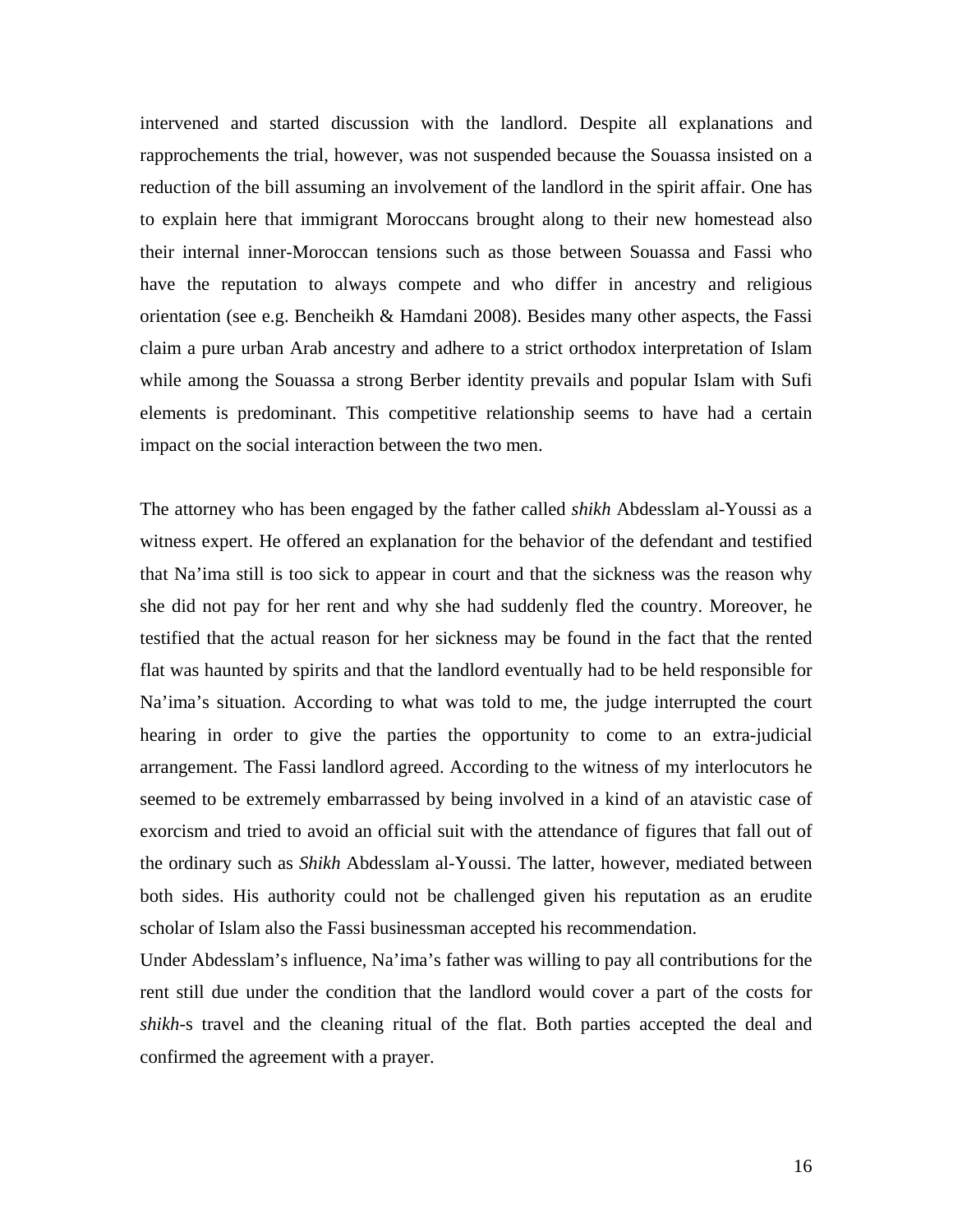intervened and started discussion with the landlord. Despite all explanations and rapprochements the trial, however, was not suspended because the Souassa insisted on a reduction of the bill assuming an involvement of the landlord in the spirit affair. One has to explain here that immigrant Moroccans brought along to their new homestead also their internal inner-Moroccan tensions such as those between Souassa and Fassi who have the reputation to always compete and who differ in ancestry and religious orientation (see e.g. Bencheikh & Hamdani 2008). Besides many other aspects, the Fassi claim a pure urban Arab ancestry and adhere to a strict orthodox interpretation of Islam while among the Souassa a strong Berber identity prevails and popular Islam with Sufi elements is predominant. This competitive relationship seems to have had a certain impact on the social interaction between the two men.

The attorney who has been engaged by the father called *shikh* Abdesslam al-Youssi as a witness expert. He offered an explanation for the behavior of the defendant and testified that Na'ima still is too sick to appear in court and that the sickness was the reason why she did not pay for her rent and why she had suddenly fled the country. Moreover, he testified that the actual reason for her sickness may be found in the fact that the rented flat was haunted by spirits and that the landlord eventually had to be held responsible for Na'ima's situation. According to what was told to me, the judge interrupted the court hearing in order to give the parties the opportunity to come to an extra-judicial arrangement. The Fassi landlord agreed. According to the witness of my interlocutors he seemed to be extremely embarrassed by being involved in a kind of an atavistic case of exorcism and tried to avoid an official suit with the attendance of figures that fall out of the ordinary such as *Shikh* Abdesslam al-Youssi. The latter, however, mediated between both sides. His authority could not be challenged given his reputation as an erudite scholar of Islam also the Fassi businessman accepted his recommendation.

Under Abdesslam's influence, Na'ima's father was willing to pay all contributions for the rent still due under the condition that the landlord would cover a part of the costs for *shikh*-s travel and the cleaning ritual of the flat. Both parties accepted the deal and confirmed the agreement with a prayer.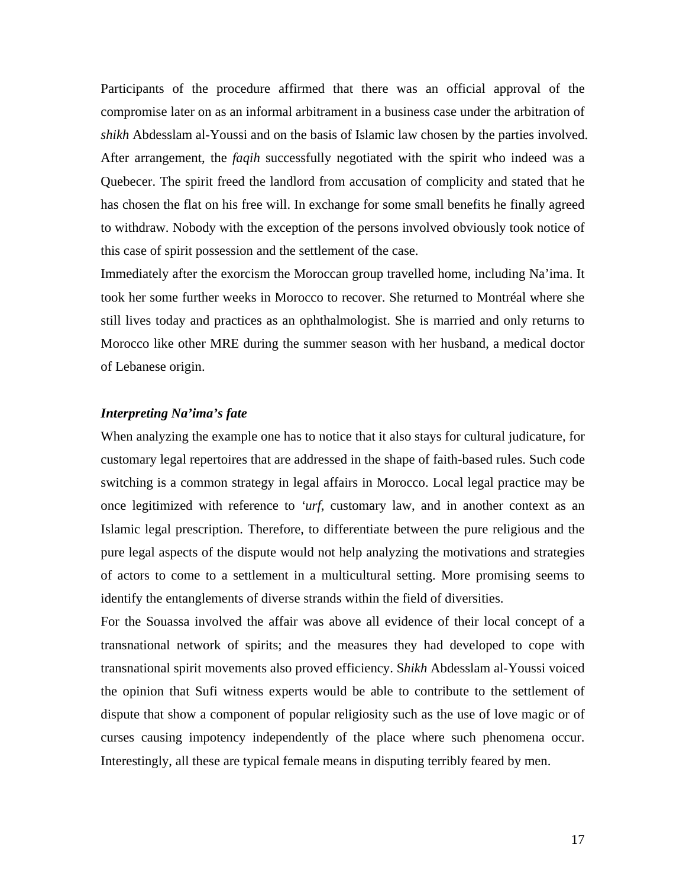Participants of the procedure affirmed that there was an official approval of the compromise later on as an informal arbitrament in a business case under the arbitration of *shikh* Abdesslam al-Youssi and on the basis of Islamic law chosen by the parties involved. After arrangement, the *faqih* successfully negotiated with the spirit who indeed was a Quebecer. The spirit freed the landlord from accusation of complicity and stated that he has chosen the flat on his free will. In exchange for some small benefits he finally agreed to withdraw. Nobody with the exception of the persons involved obviously took notice of this case of spirit possession and the settlement of the case.

Immediately after the exorcism the Moroccan group travelled home, including Na'ima. It took her some further weeks in Morocco to recover. She returned to Montréal where she still lives today and practices as an ophthalmologist. She is married and only returns to Morocco like other MRE during the summer season with her husband, a medical doctor of Lebanese origin.

### *Interpreting Na'ima's fate*

When analyzing the example one has to notice that it also stays for cultural judicature, for customary legal repertoires that are addressed in the shape of faith-based rules. Such code switching is a common strategy in legal affairs in Morocco. Local legal practice may be once legitimized with reference to *'urf*, customary law, and in another context as an Islamic legal prescription. Therefore, to differentiate between the pure religious and the pure legal aspects of the dispute would not help analyzing the motivations and strategies of actors to come to a settlement in a multicultural setting. More promising seems to identify the entanglements of diverse strands within the field of diversities.

For the Souassa involved the affair was above all evidence of their local concept of a transnational network of spirits; and the measures they had developed to cope with transnational spirit movements also proved efficiency. S*hikh* Abdesslam al-Youssi voiced the opinion that Sufi witness experts would be able to contribute to the settlement of dispute that show a component of popular religiosity such as the use of love magic or of curses causing impotency independently of the place where such phenomena occur. Interestingly, all these are typical female means in disputing terribly feared by men.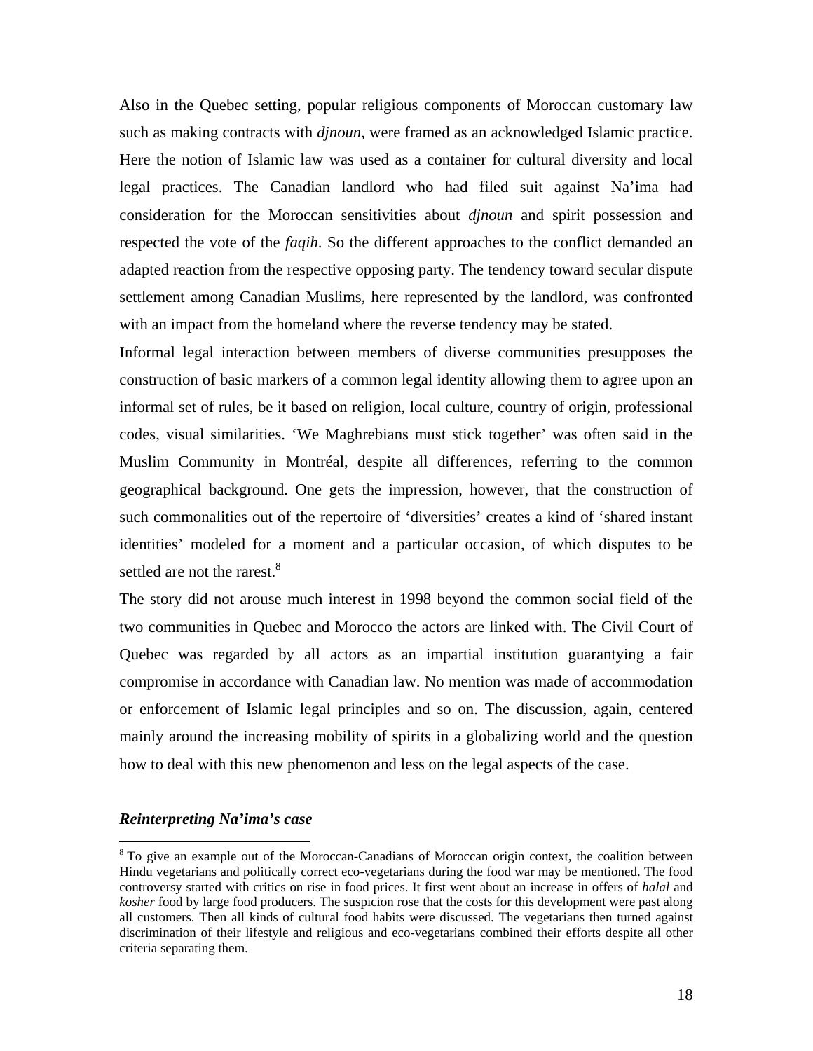Also in the Quebec setting, popular religious components of Moroccan customary law such as making contracts with *djnoun*, were framed as an acknowledged Islamic practice. Here the notion of Islamic law was used as a container for cultural diversity and local legal practices. The Canadian landlord who had filed suit against Na'ima had consideration for the Moroccan sensitivities about *djnoun* and spirit possession and respected the vote of the *faqih*. So the different approaches to the conflict demanded an adapted reaction from the respective opposing party. The tendency toward secular dispute settlement among Canadian Muslims, here represented by the landlord, was confronted with an impact from the homeland where the reverse tendency may be stated.

Informal legal interaction between members of diverse communities presupposes the construction of basic markers of a common legal identity allowing them to agree upon an informal set of rules, be it based on religion, local culture, country of origin, professional codes, visual similarities. 'We Maghrebians must stick together' was often said in the Muslim Community in Montréal, despite all differences, referring to the common geographical background. One gets the impression, however, that the construction of such commonalities out of the repertoire of 'diversities' creates a kind of 'shared instant identities' modeled for a moment and a particular occasion, of which disputes to be settled are not the rarest.[8]

The story did not arouse much interest in 1998 beyond the common social field of the two communities in Quebec and Morocco the actors are linked with. The Civil Court of Quebec was regarded by all actors as an impartial institution guarantying a fair compromise in accordance with Canadian law. No mention was made of accommodation or enforcement of Islamic legal principles and so on. The discussion, again, centered mainly around the increasing mobility of spirits in a globalizing world and the question how to deal with this new phenomenon and less on the legal aspects of the case.

### *Reinterpreting Na'ima's case*

[8] To give an example out of the Moroccan-Canadians of Moroccan origin context, the coalition between Hindu vegetarians and politically correct eco-vegetarians during the food war may be mentioned. The food controversy started with critics on rise in food prices. It first went about an increase in offers of *halal* and *kosher* food by large food producers. The suspicion rose that the costs for this development were past along all customers. Then all kinds of cultural food habits were discussed. The vegetarians then turned against discrimination of their lifestyle and religious and eco-vegetarians combined their efforts despite all other criteria separating them.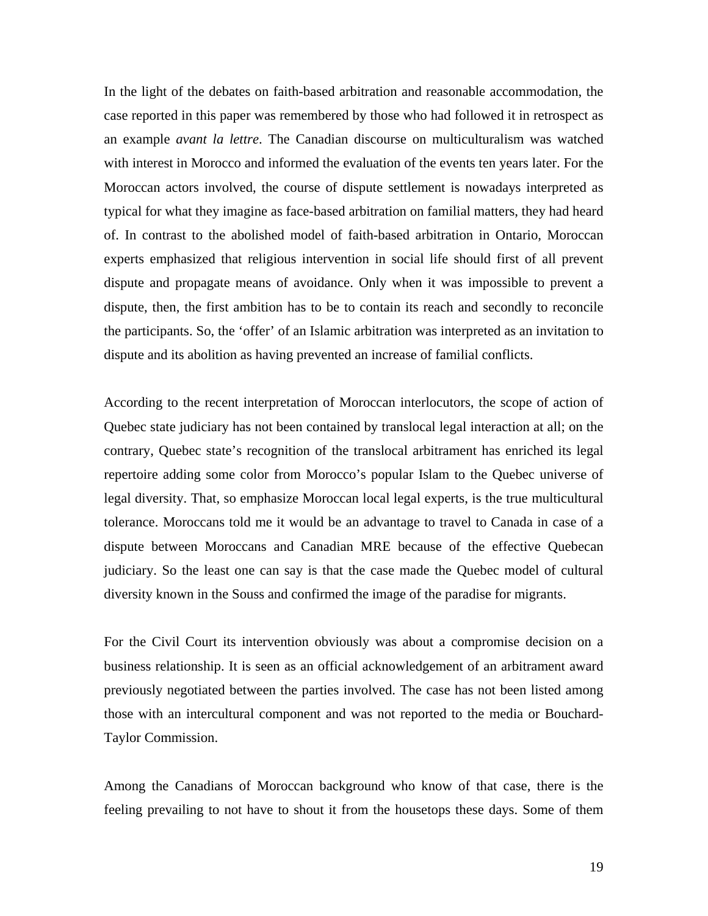In the light of the debates on faith-based arbitration and reasonable accommodation, the case reported in this paper was remembered by those who had followed it in retrospect as an example *avant la lettre*. The Canadian discourse on multiculturalism was watched with interest in Morocco and informed the evaluation of the events ten years later. For the Moroccan actors involved, the course of dispute settlement is nowadays interpreted as typical for what they imagine as face-based arbitration on familial matters, they had heard of. In contrast to the abolished model of faith-based arbitration in Ontario, Moroccan experts emphasized that religious intervention in social life should first of all prevent dispute and propagate means of avoidance. Only when it was impossible to prevent a dispute, then, the first ambition has to be to contain its reach and secondly to reconcile the participants. So, the 'offer' of an Islamic arbitration was interpreted as an invitation to dispute and its abolition as having prevented an increase of familial conflicts.

According to the recent interpretation of Moroccan interlocutors, the scope of action of Quebec state judiciary has not been contained by translocal legal interaction at all; on the contrary, Quebec state's recognition of the translocal arbitrament has enriched its legal repertoire adding some color from Morocco's popular Islam to the Quebec universe of legal diversity. That, so emphasize Moroccan local legal experts, is the true multicultural tolerance. Moroccans told me it would be an advantage to travel to Canada in case of a dispute between Moroccans and Canadian MRE because of the effective Quebecan judiciary. So the least one can say is that the case made the Quebec model of cultural diversity known in the Souss and confirmed the image of the paradise for migrants.

For the Civil Court its intervention obviously was about a compromise decision on a business relationship. It is seen as an official acknowledgement of an arbitrament award previously negotiated between the parties involved. The case has not been listed among those with an intercultural component and was not reported to the media or Bouchard-Taylor Commission.

Among the Canadians of Moroccan background who know of that case, there is the feeling prevailing to not have to shout it from the housetops these days. Some of them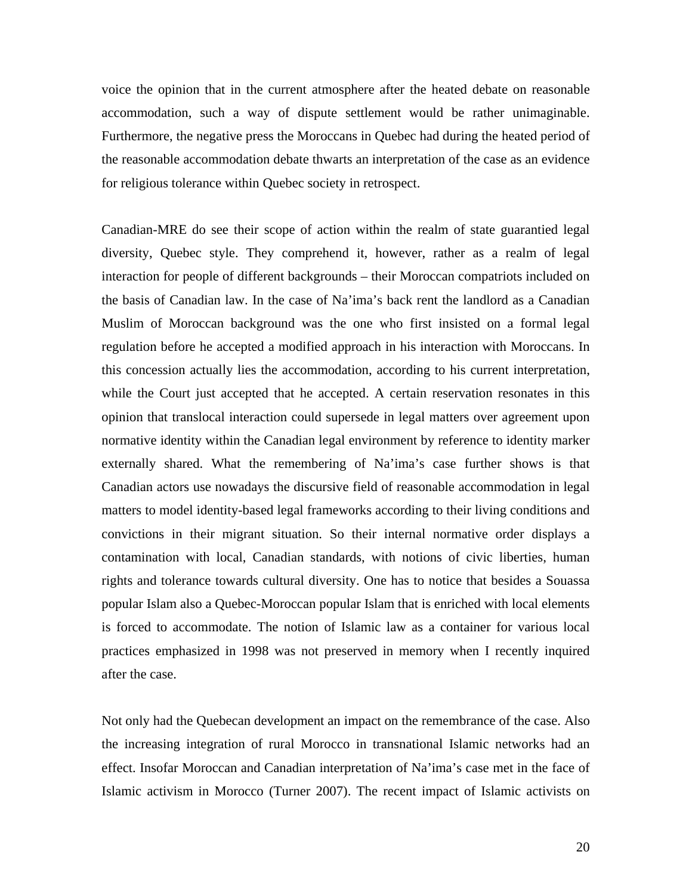voice the opinion that in the current atmosphere after the heated debate on reasonable accommodation, such a way of dispute settlement would be rather unimaginable. Furthermore, the negative press the Moroccans in Quebec had during the heated period of the reasonable accommodation debate thwarts an interpretation of the case as an evidence for religious tolerance within Quebec society in retrospect.

Canadian-MRE do see their scope of action within the realm of state guarantied legal diversity, Quebec style. They comprehend it, however, rather as a realm of legal interaction for people of different backgrounds – their Moroccan compatriots included on the basis of Canadian law. In the case of Na'ima's back rent the landlord as a Canadian Muslim of Moroccan background was the one who first insisted on a formal legal regulation before he accepted a modified approach in his interaction with Moroccans. In this concession actually lies the accommodation, according to his current interpretation, while the Court just accepted that he accepted. A certain reservation resonates in this opinion that translocal interaction could supersede in legal matters over agreement upon normative identity within the Canadian legal environment by reference to identity marker externally shared. What the remembering of Na'ima's case further shows is that Canadian actors use nowadays the discursive field of reasonable accommodation in legal matters to model identity-based legal frameworks according to their living conditions and convictions in their migrant situation. So their internal normative order displays a contamination with local, Canadian standards, with notions of civic liberties, human rights and tolerance towards cultural diversity. One has to notice that besides a Souassa popular Islam also a Quebec-Moroccan popular Islam that is enriched with local elements is forced to accommodate. The notion of Islamic law as a container for various local practices emphasized in 1998 was not preserved in memory when I recently inquired after the case.

Not only had the Quebecan development an impact on the remembrance of the case. Also the increasing integration of rural Morocco in transnational Islamic networks had an effect. Insofar Moroccan and Canadian interpretation of Na'ima's case met in the face of Islamic activism in Morocco (Turner 2007). The recent impact of Islamic activists on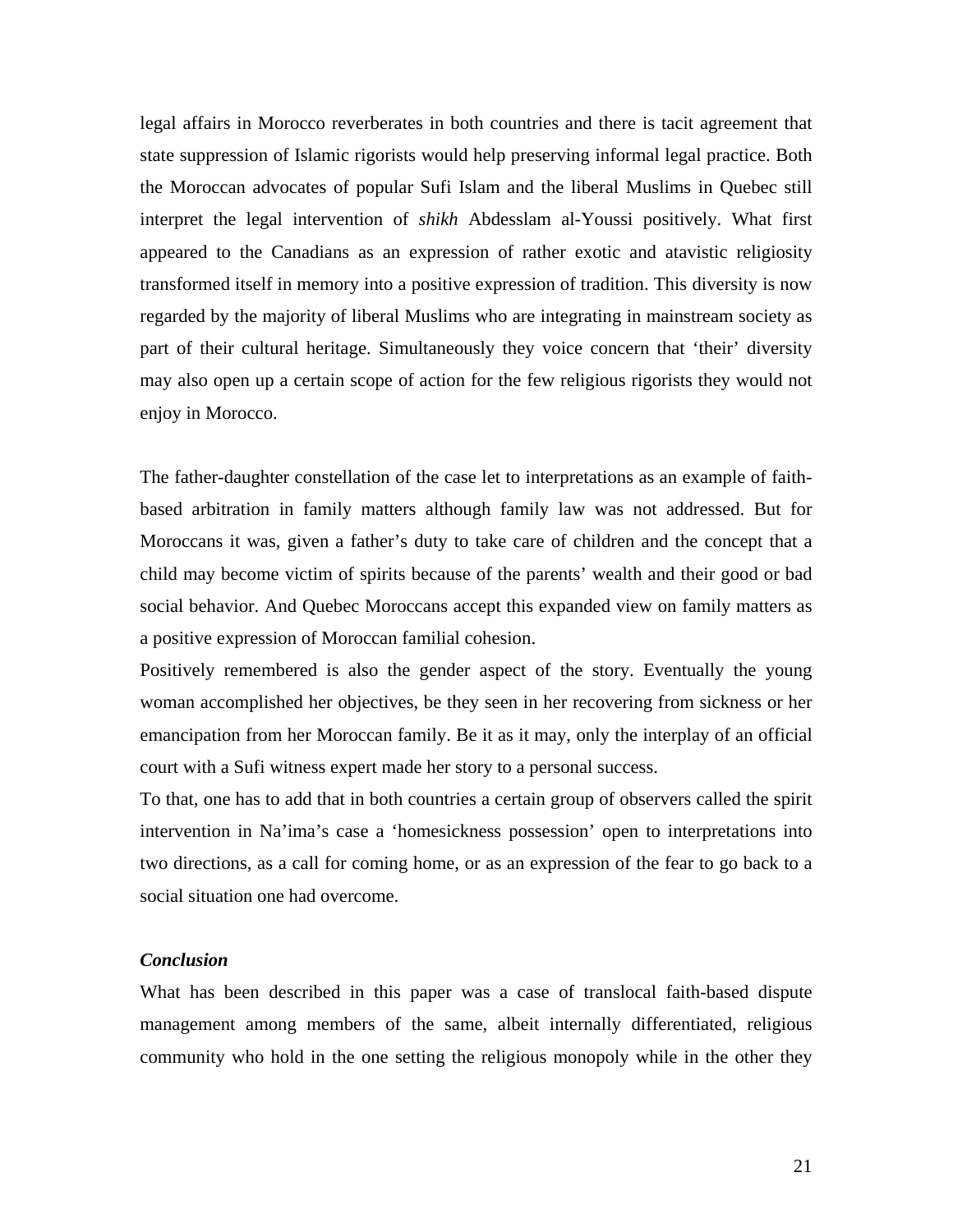legal affairs in Morocco reverberates in both countries and there is tacit agreement that state suppression of Islamic rigorists would help preserving informal legal practice. Both the Moroccan advocates of popular Sufi Islam and the liberal Muslims in Quebec still interpret the legal intervention of *shikh* Abdesslam al-Youssi positively. What first appeared to the Canadians as an expression of rather exotic and atavistic religiosity transformed itself in memory into a positive expression of tradition. This diversity is now regarded by the majority of liberal Muslims who are integrating in mainstream society as part of their cultural heritage. Simultaneously they voice concern that 'their' diversity may also open up a certain scope of action for the few religious rigorists they would not enjoy in Morocco.

The father-daughter constellation of the case let to interpretations as an example of faith-based arbitration in family matters although family law was not addressed. But for Moroccans it was, given a father's duty to take care of children and the concept that a child may become victim of spirits because of the parents' wealth and their good or bad social behavior. And Quebec Moroccans accept this expanded view on family matters as a positive expression of Moroccan familial cohesion.

Positively remembered is also the gender aspect of the story. Eventually the young woman accomplished her objectives, be they seen in her recovering from sickness or her emancipation from her Moroccan family. Be it as it may, only the interplay of an official court with a Sufi witness expert made her story to a personal success.

To that, one has to add that in both countries a certain group of observers called the spirit intervention in Na'ima's case a 'homesickness possession' open to interpretations into two directions, as a call for coming home, or as an expression of the fear to go back to a social situation one had overcome.

### *Conclusion*

What has been described in this paper was a case of translocal faith-based dispute management among members of the same, albeit internally differentiated, religious community who hold in the one setting the religious monopoly while in the other they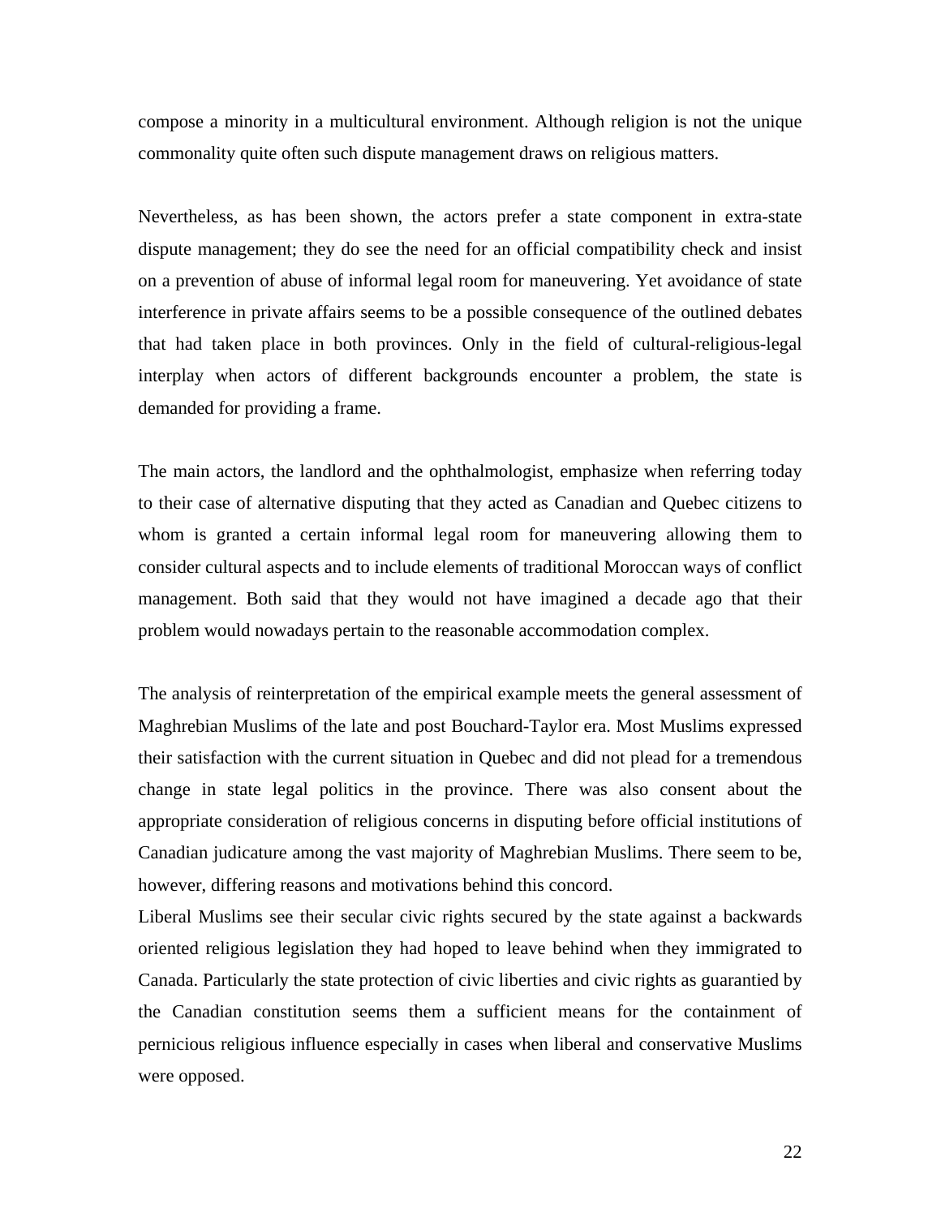compose a minority in a multicultural environment. Although religion is not the unique commonality quite often such dispute management draws on religious matters.

Nevertheless, as has been shown, the actors prefer a state component in extra-state dispute management; they do see the need for an official compatibility check and insist on a prevention of abuse of informal legal room for maneuvering. Yet avoidance of state interference in private affairs seems to be a possible consequence of the outlined debates that had taken place in both provinces. Only in the field of cultural-religious-legal interplay when actors of different backgrounds encounter a problem, the state is demanded for providing a frame.

The main actors, the landlord and the ophthalmologist, emphasize when referring today to their case of alternative disputing that they acted as Canadian and Quebec citizens to whom is granted a certain informal legal room for maneuvering allowing them to consider cultural aspects and to include elements of traditional Moroccan ways of conflict management. Both said that they would not have imagined a decade ago that their problem would nowadays pertain to the reasonable accommodation complex.

The analysis of reinterpretation of the empirical example meets the general assessment of Maghrebian Muslims of the late and post Bouchard-Taylor era. Most Muslims expressed their satisfaction with the current situation in Quebec and did not plead for a tremendous change in state legal politics in the province. There was also consent about the appropriate consideration of religious concerns in disputing before official institutions of Canadian judicature among the vast majority of Maghrebian Muslims. There seem to be, however, differing reasons and motivations behind this concord.

Liberal Muslims see their secular civic rights secured by the state against a backwards oriented religious legislation they had hoped to leave behind when they immigrated to Canada. Particularly the state protection of civic liberties and civic rights as guarantied by the Canadian constitution seems them a sufficient means for the containment of pernicious religious influence especially in cases when liberal and conservative Muslims were opposed.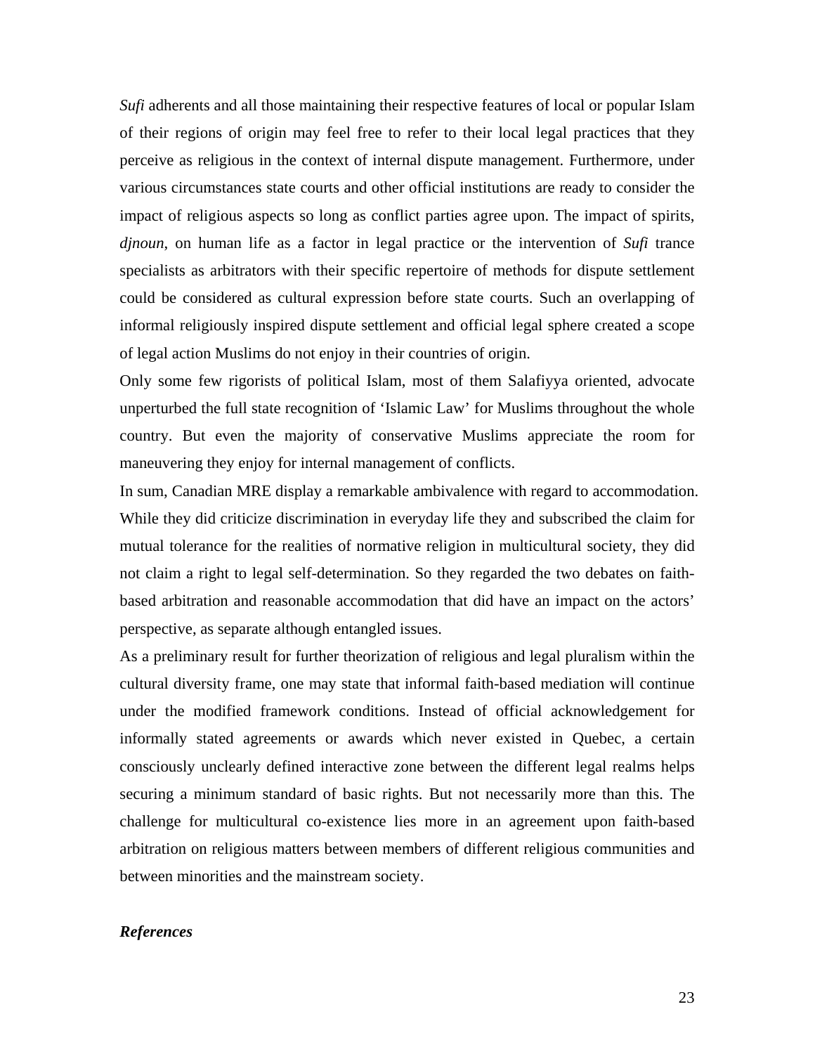*Sufi* adherents and all those maintaining their respective features of local or popular Islam of their regions of origin may feel free to refer to their local legal practices that they perceive as religious in the context of internal dispute management. Furthermore, under various circumstances state courts and other official institutions are ready to consider the impact of religious aspects so long as conflict parties agree upon. The impact of spirits, *djnoun*, on human life as a factor in legal practice or the intervention of *Sufi* trance specialists as arbitrators with their specific repertoire of methods for dispute settlement could be considered as cultural expression before state courts. Such an overlapping of informal religiously inspired dispute settlement and official legal sphere created a scope of legal action Muslims do not enjoy in their countries of origin.

Only some few rigorists of political Islam, most of them Salafiyya oriented, advocate unperturbed the full state recognition of 'Islamic Law' for Muslims throughout the whole country. But even the majority of conservative Muslims appreciate the room for maneuvering they enjoy for internal management of conflicts.

In sum, Canadian MRE display a remarkable ambivalence with regard to accommodation. While they did criticize discrimination in everyday life they and subscribed the claim for mutual tolerance for the realities of normative religion in multicultural society, they did not claim a right to legal self-determination. So they regarded the two debates on faith-based arbitration and reasonable accommodation that did have an impact on the actors' perspective, as separate although entangled issues.

As a preliminary result for further theorization of religious and legal pluralism within the cultural diversity frame, one may state that informal faith-based mediation will continue under the modified framework conditions. Instead of official acknowledgement for informally stated agreements or awards which never existed in Quebec, a certain consciously unclearly defined interactive zone between the different legal realms helps securing a minimum standard of basic rights. But not necessarily more than this. The challenge for multicultural co-existence lies more in an agreement upon faith-based arbitration on religious matters between members of different religious communities and between minorities and the mainstream society.

***References***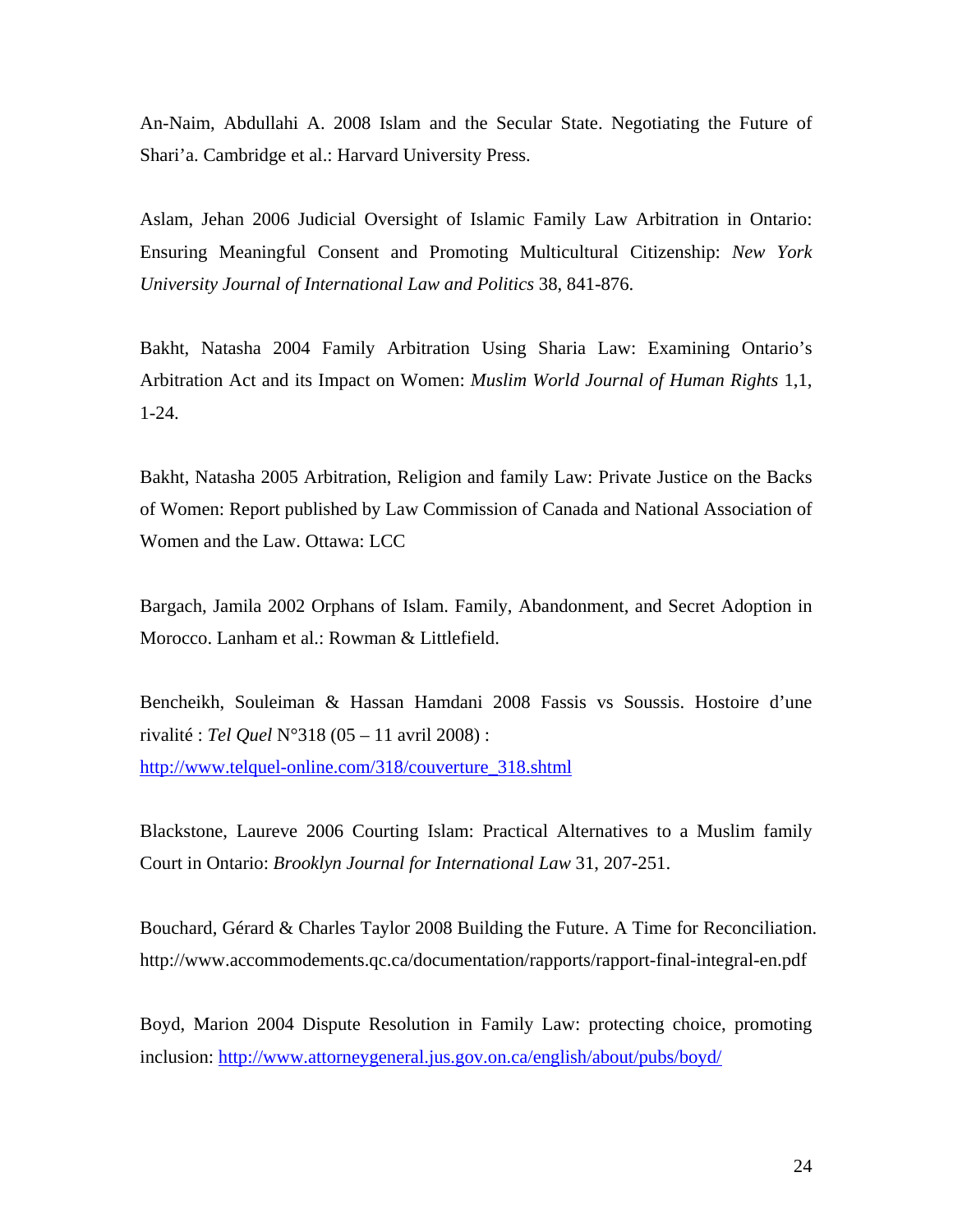An-Naim, Abdullahi A. 2008 Islam and the Secular State. Negotiating the Future of Shari'a. Cambridge et al.: Harvard University Press.

Aslam, Jehan 2006 Judicial Oversight of Islamic Family Law Arbitration in Ontario: Ensuring Meaningful Consent and Promoting Multicultural Citizenship: *New York University Journal of International Law and Politics* 38, 841-876.

Bakht, Natasha 2004 Family Arbitration Using Sharia Law: Examining Ontario's Arbitration Act and its Impact on Women: *Muslim World Journal of Human Rights* 1,1, 1-24.

Bakht, Natasha 2005 Arbitration, Religion and family Law: Private Justice on the Backs of Women: Report published by Law Commission of Canada and National Association of Women and the Law. Ottawa: LCC

Bargach, Jamila 2002 Orphans of Islam. Family, Abandonment, and Secret Adoption in Morocco. Lanham et al.: Rowman & Littlefield.

Bencheikh, Souleiman & Hassan Hamdani 2008 Fassis vs Soussis. Hostoire d'une rivalité : *Tel Quel* N°318 (05 – 11 avril 2008) : http://www.telquel-online.com/318/couverture_318.shtml

Blackstone, Laureve 2006 Courting Islam: Practical Alternatives to a Muslim family Court in Ontario: *Brooklyn Journal for International Law* 31, 207-251.

Bouchard, Gérard & Charles Taylor 2008 Building the Future. A Time for Reconciliation. http://www.accommodements.qc.ca/documentation/rapports/rapport-final-integral-en.pdf

Boyd, Marion 2004 Dispute Resolution in Family Law: protecting choice, promoting inclusion: http://www.attorneygeneral.jus.gov.on.ca/english/about/pubs/boyd/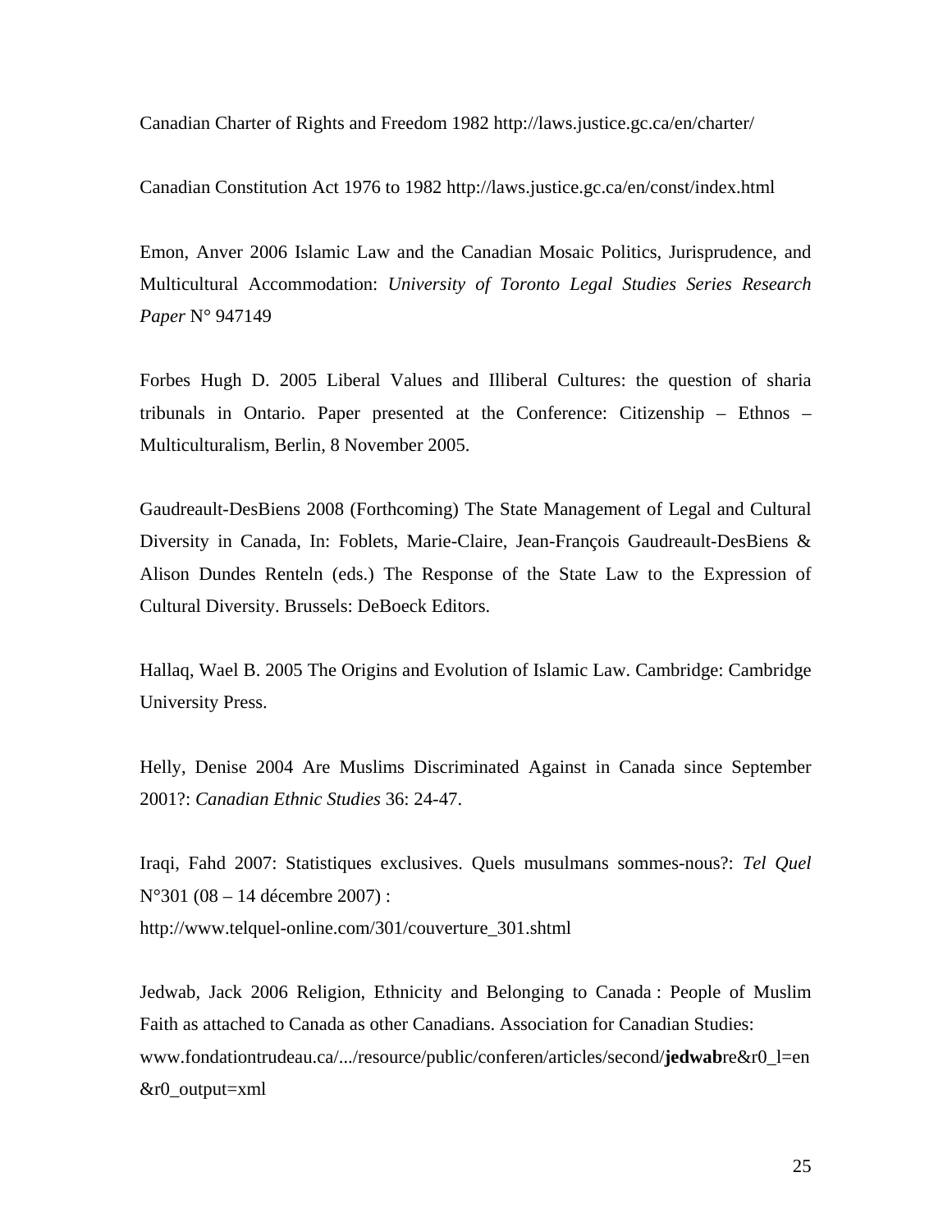Canadian Charter of Rights and Freedom 1982 http://laws.justice.gc.ca/en/charter/

Canadian Constitution Act 1976 to 1982 http://laws.justice.gc.ca/en/const/index.html

Emon, Anver 2006 Islamic Law and the Canadian Mosaic Politics, Jurisprudence, and Multicultural Accommodation: *University of Toronto Legal Studies Series Research Paper* N° 947149

Forbes Hugh D. 2005 Liberal Values and Illiberal Cultures: the question of sharia tribunals in Ontario. Paper presented at the Conference: Citizenship – Ethnos – Multiculturalism, Berlin, 8 November 2005.

Gaudreault-DesBiens 2008 (Forthcoming) The State Management of Legal and Cultural Diversity in Canada, In: Foblets, Marie-Claire, Jean-François Gaudreault-DesBiens & Alison Dundes Renteln (eds.) The Response of the State Law to the Expression of Cultural Diversity. Brussels: DeBoeck Editors.

Hallaq, Wael B. 2005 The Origins and Evolution of Islamic Law. Cambridge: Cambridge University Press.

Helly, Denise 2004 Are Muslims Discriminated Against in Canada since September 2001?: *Canadian Ethnic Studies* 36: 24-47.

Iraqi, Fahd 2007: Statistiques exclusives. Quels musulmans sommes-nous?: *Tel Quel* N°301 (08 – 14 décembre 2007) :
http://www.telquel-online.com/301/couverture_301.shtml

Jedwab, Jack 2006 Religion, Ethnicity and Belonging to Canada : People of Muslim Faith as attached to Canada as other Canadians. Association for Canadian Studies:
www.fondationtrudeau.ca/.../resource/public/conferen/articles/second/**jedwab**re&r0_l=en&r0_output=xml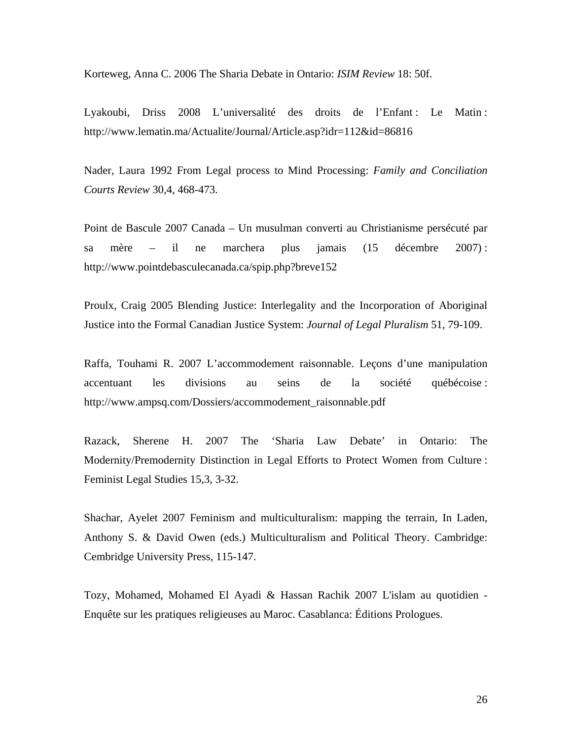Korteweg, Anna C. 2006 The Sharia Debate in Ontario: *ISIM Review* 18: 50f.

Lyakoubi, Driss 2008 L’universalité des droits de l’Enfant : Le Matin : http://www.lematin.ma/Actualite/Journal/Article.asp?idr=112&id=86816

Nader, Laura 1992 From Legal process to Mind Processing: *Family and Conciliation Courts Review* 30,4, 468-473.

Point de Bascule 2007 Canada – Un musulman converti au Christianisme persécuté par sa mère – il ne marchera plus jamais (15 décembre 2007) : http://www.pointdebasculecanada.ca/spip.php?breve152

Proulx, Craig 2005 Blending Justice: Interlegality and the Incorporation of Aboriginal Justice into the Formal Canadian Justice System: *Journal of Legal Pluralism* 51, 79-109.

Raffa, Touhami R. 2007 L’accommodement raisonnable. Leçons d’une manipulation accentuant les divisions au seins de la société québécoise : http://www.ampsq.com/Dossiers/accommodement_raisonnable.pdf

Razack, Sherene H. 2007 The ‘Sharia Law Debate’ in Ontario: The Modernity/Premodernity Distinction in Legal Efforts to Protect Women from Culture : Feminist Legal Studies 15,3, 3-32.

Shachar, Ayelet 2007 Feminism and multiculturalism: mapping the terrain, In Laden, Anthony S. & David Owen (eds.) Multiculturalism and Political Theory. Cambridge: Cembridge University Press, 115-147.

Tozy, Mohamed, Mohamed El Ayadi & Hassan Rachik 2007 L'islam au quotidien - Enquête sur les pratiques religieuses au Maroc. Casablanca: Éditions Prologues.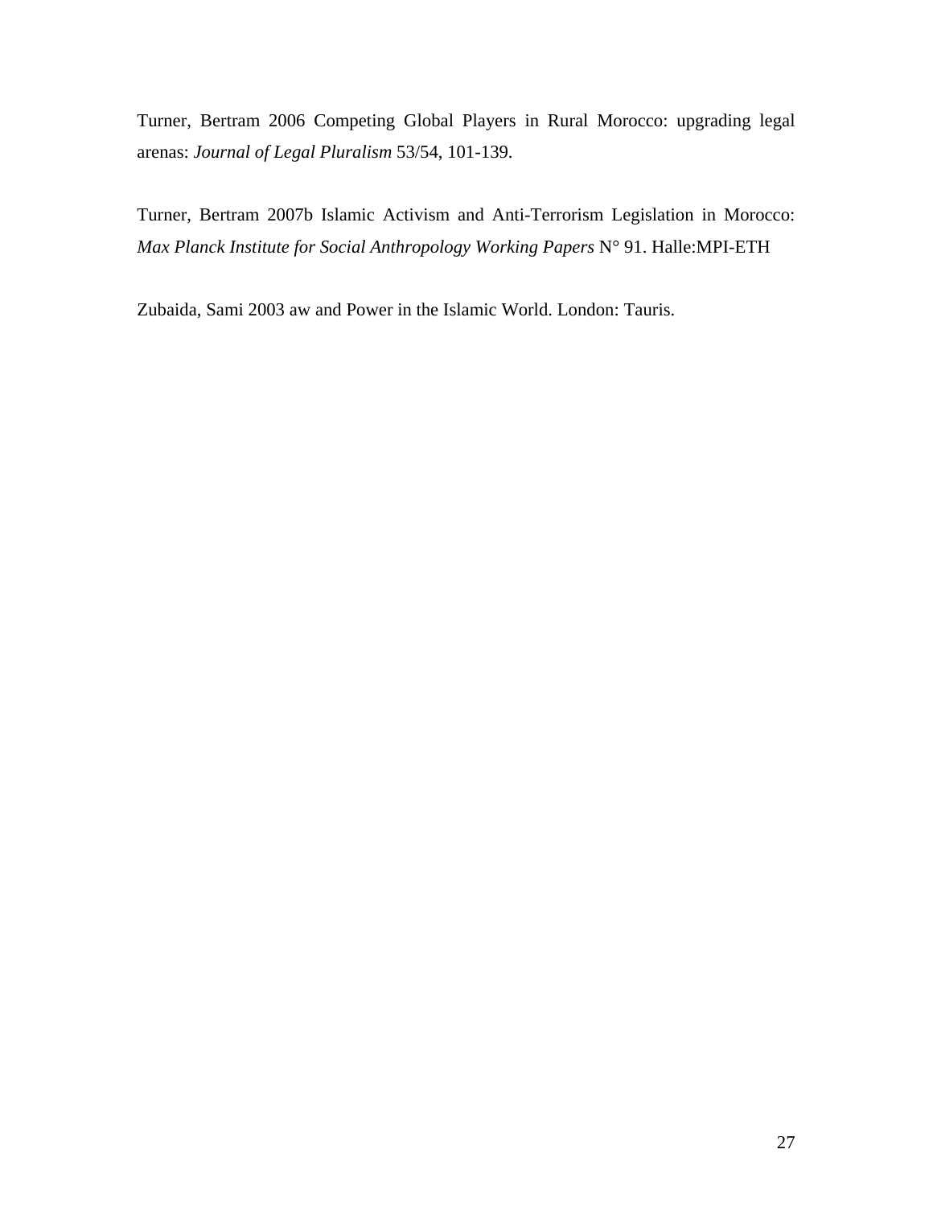Turner, Bertram 2006 Competing Global Players in Rural Morocco: upgrading legal arenas: *Journal of Legal Pluralism* 53/54, 101-139.

Turner, Bertram 2007b Islamic Activism and Anti-Terrorism Legislation in Morocco: *Max Planck Institute for Social Anthropology Working Papers* N° 91. Halle:MPI-ETH

Zubaida, Sami 2003 aw and Power in the Islamic World. London: Tauris.